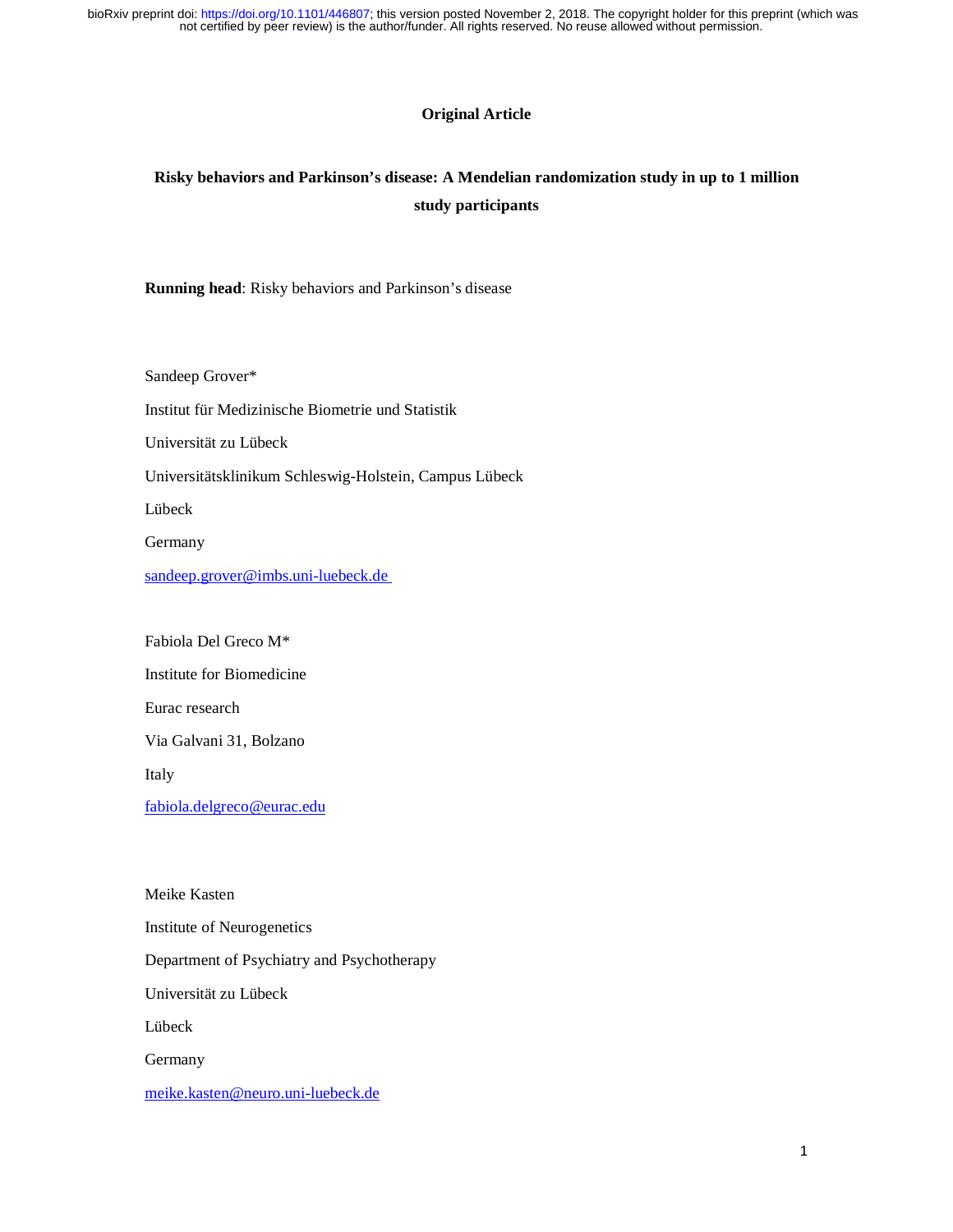bioRxiv preprint doi: https://doi.org/10.1101/446807; this version posted November 2, 2018. The copyright holder for this preprint (which was not certified by peer review) is the author/funder. All rights reserved. No reuse allowed without permission.

**Original Article**

# Risky behaviors and Parkinson's disease: A Mendelian randomization study in up to 1 million study participants

**Running head**: Risky behaviors and Parkinson's disease

Sandeep Grover*

Institut für Medizinische Biometrie und Statistik

Universität zu Lübeck

Universitätsklinikum Schleswig-Holstein, Campus Lübeck

Lübeck

Germany

sandeep.grover@imbs.uni-luebeck.de

Fabiola Del Greco M*

Institute for Biomedicine

Eurac research

Via Galvani 31, Bolzano

Italy

fabiola.delgreco@eurac.edu

Meike Kasten

Institute of Neurogenetics

Department of Psychiatry and Psychotherapy

Universität zu Lübeck

Lübeck

Germany

meike.kasten@neuro.uni-luebeck.de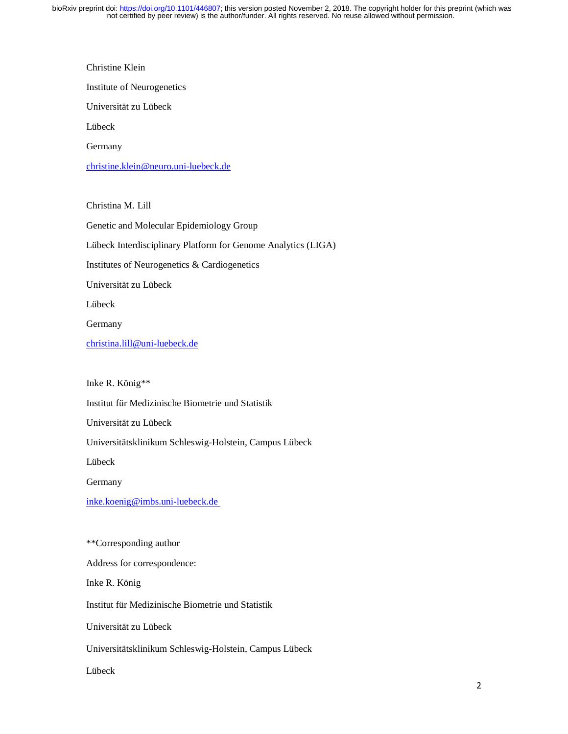Christine Klein

Institute of Neurogenetics

Universität zu Lübeck

Lübeck

Germany

christine.klein@neuro.uni-luebeck.de

Christina M. Lill

Genetic and Molecular Epidemiology Group

Lübeck Interdisciplinary Platform for Genome Analytics (LIGA)

Institutes of Neurogenetics & Cardiogenetics

Universität zu Lübeck

Lübeck

Germany

christina.lill@uni-luebeck.de

Inke R. König**

Institut für Medizinische Biometrie und Statistik

Universität zu Lübeck

Universitätsklinikum Schleswig-Holstein, Campus Lübeck

Lübeck

Germany

inke.koenig@imbs.uni-luebeck.de

**Corresponding author

Address for correspondence:

Inke R. König

Institut für Medizinische Biometrie und Statistik

Universität zu Lübeck

Universitätsklinikum Schleswig-Holstein, Campus Lübeck

Lübeck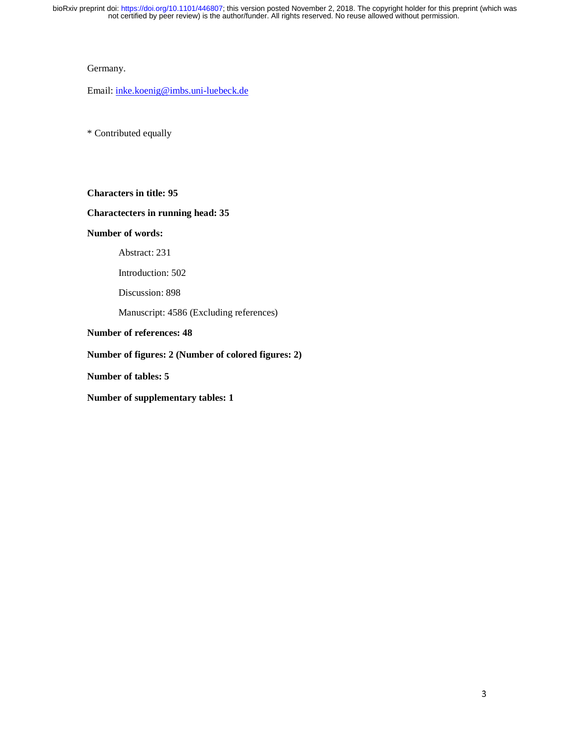Germany.

Email: inke.koenig@imbs.uni-luebeck.de

* Contributed equally

**Characters in title: 95**

**Charactecters in running head: 35**

**Number of words:**

Abstract: 231

Introduction: 502

Discussion: 898

Manuscript: 4586 (Excluding references)

**Number of references: 48**

**Number of figures: 2 (Number of colored figures: 2)**

**Number of tables: 5**

**Number of supplementary tables: 1**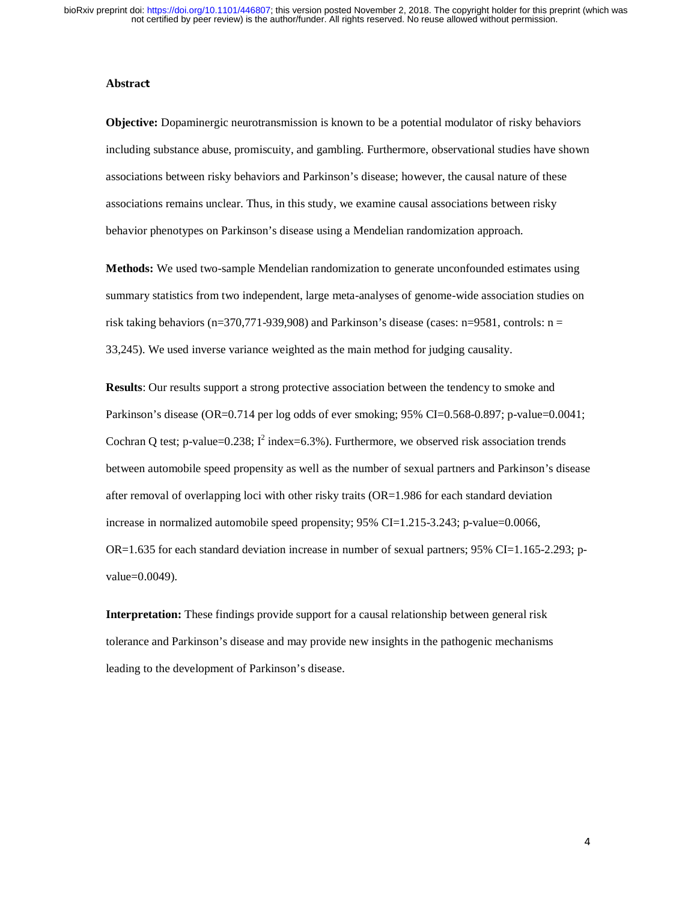## Abstract

**Objective:** Dopaminergic neurotransmission is known to be a potential modulator of risky behaviors including substance abuse, promiscuity, and gambling. Furthermore, observational studies have shown associations between risky behaviors and Parkinson's disease; however, the causal nature of these associations remains unclear. Thus, in this study, we examine causal associations between risky behavior phenotypes on Parkinson's disease using a Mendelian randomization approach.

**Methods:** We used two-sample Mendelian randomization to generate unconfounded estimates using summary statistics from two independent, large meta-analyses of genome-wide association studies on risk taking behaviors (n=370,771-939,908) and Parkinson's disease (cases: n=9581, controls: n = 33,245). We used inverse variance weighted as the main method for judging causality.

**Results**: Our results support a strong protective association between the tendency to smoke and Parkinson's disease (OR=0.714 per log odds of ever smoking; 95% CI=0.568-0.897; p-value=0.0041; Cochran Q test; p-value=0.238; $I^2$ index=6.3%). Furthermore, we observed risk association trends between automobile speed propensity as well as the number of sexual partners and Parkinson's disease after removal of overlapping loci with other risky traits (OR=1.986 for each standard deviation increase in normalized automobile speed propensity; 95% CI=1.215-3.243; p-value=0.0066, OR=1.635 for each standard deviation increase in number of sexual partners; 95% CI=1.165-2.293; p-value=0.0049).

**Interpretation:** These findings provide support for a causal relationship between general risk tolerance and Parkinson's disease and may provide new insights in the pathogenic mechanisms leading to the development of Parkinson's disease.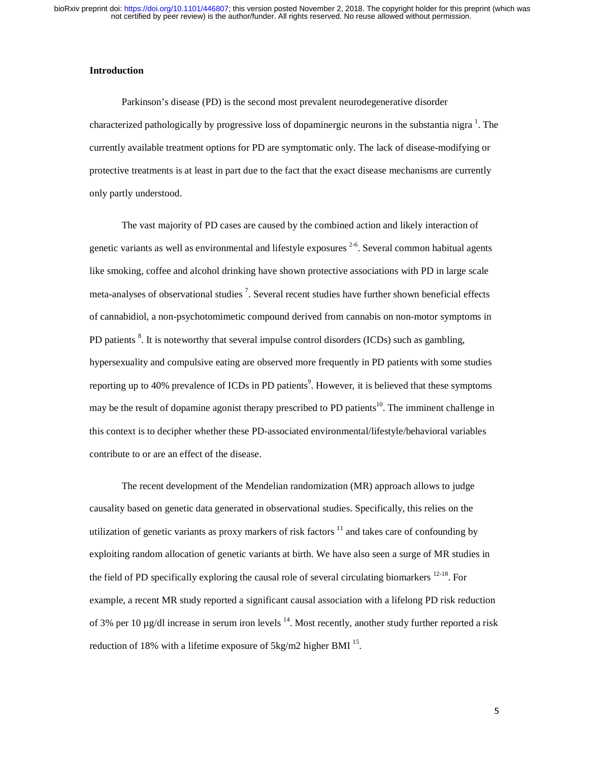## Introduction

Parkinson's disease (PD) is the second most prevalent neurodegenerative disorder characterized pathologically by progressive loss of dopaminergic neurons in the substantia nigra [1]. The currently available treatment options for PD are symptomatic only. The lack of disease-modifying or protective treatments is at least in part due to the fact that the exact disease mechanisms are currently only partly understood.

The vast majority of PD cases are caused by the combined action and likely interaction of genetic variants as well as environmental and lifestyle exposures [2-6]. Several common habitual agents like smoking, coffee and alcohol drinking have shown protective associations with PD in large scale meta-analyses of observational studies [7]. Several recent studies have further shown beneficial effects of cannabidiol, a non-psychotomimetic compound derived from cannabis on non-motor symptoms in PD patients [8]. It is noteworthy that several impulse control disorders (ICDs) such as gambling, hypersexuality and compulsive eating are observed more frequently in PD patients with some studies reporting up to 40% prevalence of ICDs in PD patients[9]. However, it is believed that these symptoms may be the result of dopamine agonist therapy prescribed to PD patients[10]. The imminent challenge in this context is to decipher whether these PD-associated environmental/lifestyle/behavioral variables contribute to or are an effect of the disease.

The recent development of the Mendelian randomization (MR) approach allows to judge causality based on genetic data generated in observational studies. Specifically, this relies on the utilization of genetic variants as proxy markers of risk factors [11] and takes care of confounding by exploiting random allocation of genetic variants at birth. We have also seen a surge of MR studies in the field of PD specifically exploring the causal role of several circulating biomarkers [12-18]. For example, a recent MR study reported a significant causal association with a lifelong PD risk reduction of 3% per 10 µg/dl increase in serum iron levels [14]. Most recently, another study further reported a risk reduction of 18% with a lifetime exposure of 5kg/m2 higher BMI [15].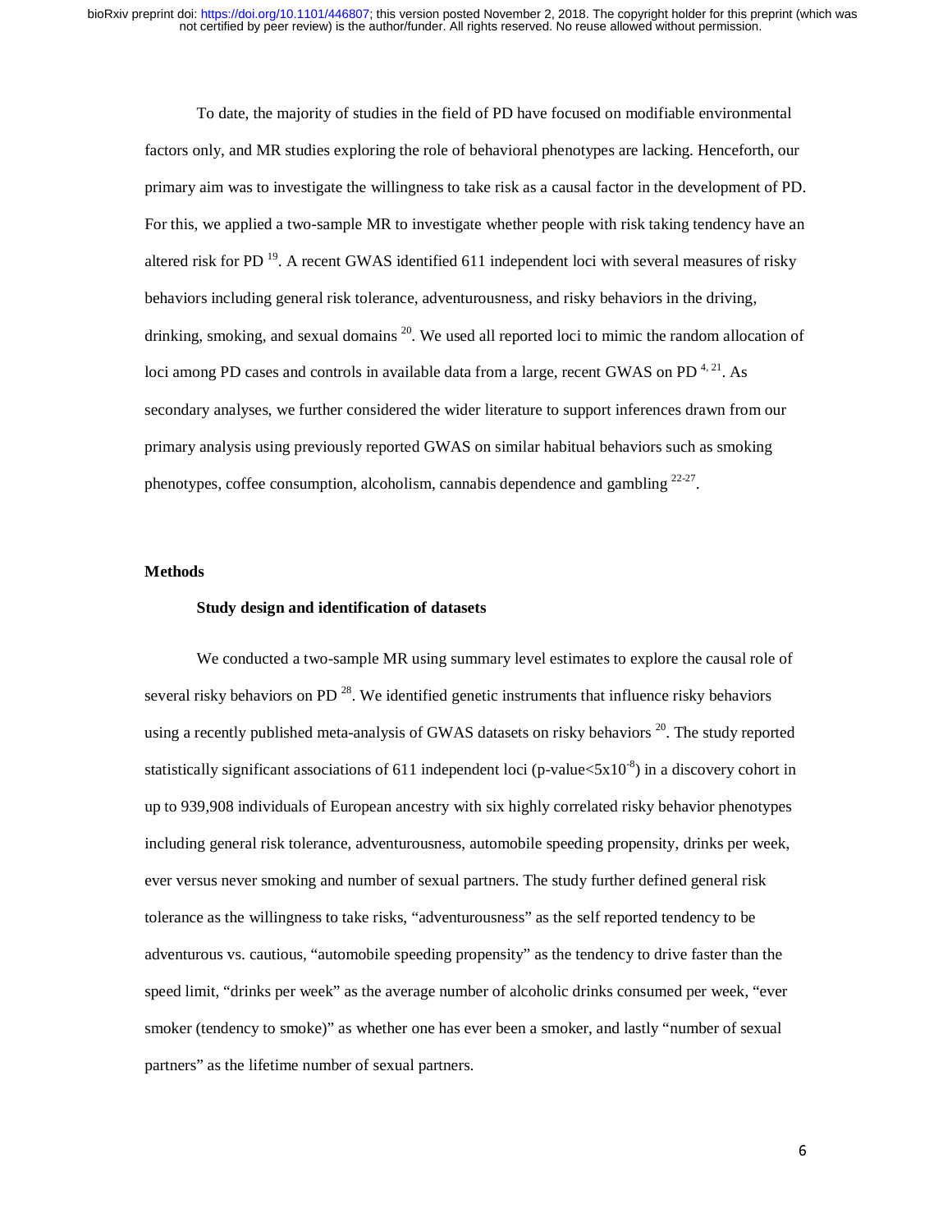To date, the majority of studies in the field of PD have focused on modifiable environmental factors only, and MR studies exploring the role of behavioral phenotypes are lacking. Henceforth, our primary aim was to investigate the willingness to take risk as a causal factor in the development of PD. For this, we applied a two-sample MR to investigate whether people with risk taking tendency have an altered risk for PD [19]. A recent GWAS identified 611 independent loci with several measures of risky behaviors including general risk tolerance, adventurousness, and risky behaviors in the driving, drinking, smoking, and sexual domains [20]. We used all reported loci to mimic the random allocation of loci among PD cases and controls in available data from a large, recent GWAS on PD [4, 21]. As secondary analyses, we further considered the wider literature to support inferences drawn from our primary analysis using previously reported GWAS on similar habitual behaviors such as smoking phenotypes, coffee consumption, alcoholism, cannabis dependence and gambling [22-27].

## Methods

### Study design and identification of datasets

We conducted a two-sample MR using summary level estimates to explore the causal role of several risky behaviors on PD [28]. We identified genetic instruments that influence risky behaviors using a recently published meta-analysis of GWAS datasets on risky behaviors [20]. The study reported statistically significant associations of 611 independent loci (p-value$<5x10^{-8}$) in a discovery cohort in up to 939,908 individuals of European ancestry with six highly correlated risky behavior phenotypes including general risk tolerance, adventurousness, automobile speeding propensity, drinks per week, ever versus never smoking and number of sexual partners. The study further defined general risk tolerance as the willingness to take risks, "adventurousness" as the self reported tendency to be adventurous vs. cautious, "automobile speeding propensity" as the tendency to drive faster than the speed limit, "drinks per week" as the average number of alcoholic drinks consumed per week, "ever smoker (tendency to smoke)" as whether one has ever been a smoker, and lastly "number of sexual partners" as the lifetime number of sexual partners.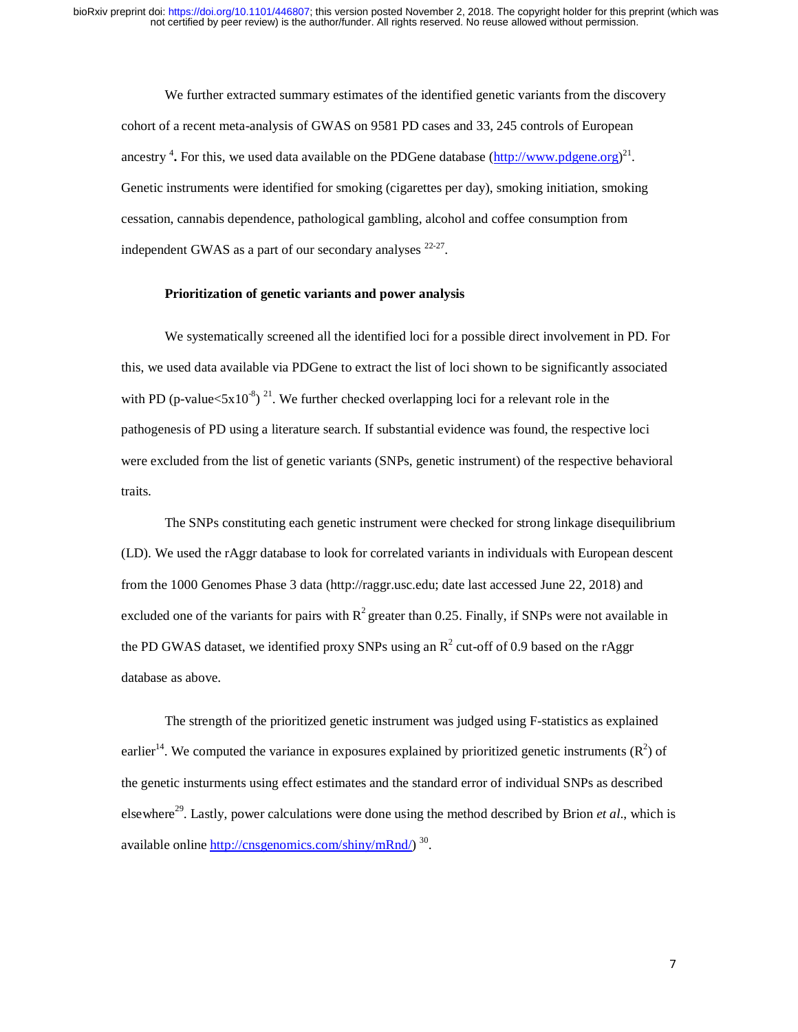We further extracted summary estimates of the identified genetic variants from the discovery cohort of a recent meta-analysis of GWAS on 9581 PD cases and 33, 245 controls of European ancestry [4]**.** For this, we used data available on the PDGene database (http://www.pdgene.org)[21]. Genetic instruments were identified for smoking (cigarettes per day), smoking initiation, smoking cessation, cannabis dependence, pathological gambling, alcohol and coffee consumption from independent GWAS as a part of our secondary analyses [22-27].

**Prioritization of genetic variants and power analysis**

We systematically screened all the identified loci for a possible direct involvement in PD. For this, we used data available via PDGene to extract the list of loci shown to be significantly associated with PD (p-value<$5x10^{-8}$) [21]. We further checked overlapping loci for a relevant role in the pathogenesis of PD using a literature search. If substantial evidence was found, the respective loci were excluded from the list of genetic variants (SNPs, genetic instrument) of the respective behavioral traits.

The SNPs constituting each genetic instrument were checked for strong linkage disequilibrium (LD). We used the rAggr database to look for correlated variants in individuals with European descent from the 1000 Genomes Phase 3 data (http://raggr.usc.edu; date last accessed June 22, 2018) and excluded one of the variants for pairs with $R^2$ greater than 0.25. Finally, if SNPs were not available in the PD GWAS dataset, we identified proxy SNPs using an $R^2$ cut-off of 0.9 based on the rAggr database as above.

The strength of the prioritized genetic instrument was judged using F-statistics as explained earlier[14]. We computed the variance in exposures explained by prioritized genetic instruments ($R^2$) of the genetic insturments using effect estimates and the standard error of individual SNPs as described elsewhere[29]. Lastly, power calculations were done using the method described by Brion *et al*., which is available online http://cnsgenomics.com/shiny/mRnd/) [30].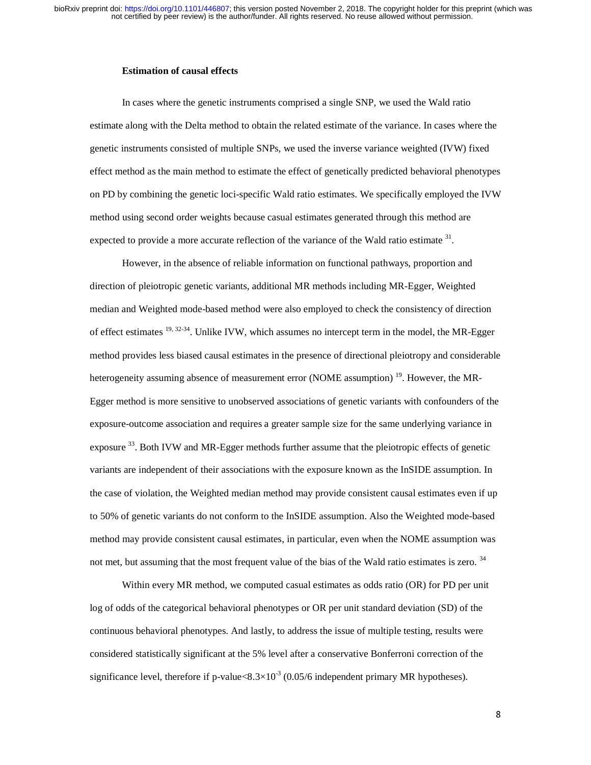**Estimation of causal effects**

In cases where the genetic instruments comprised a single SNP, we used the Wald ratio estimate along with the Delta method to obtain the related estimate of the variance. In cases where the genetic instruments consisted of multiple SNPs, we used the inverse variance weighted (IVW) fixed effect method as the main method to estimate the effect of genetically predicted behavioral phenotypes on PD by combining the genetic loci-specific Wald ratio estimates. We specifically employed the IVW method using second order weights because casual estimates generated through this method are expected to provide a more accurate reflection of the variance of the Wald ratio estimate [31].

However, in the absence of reliable information on functional pathways, proportion and direction of pleiotropic genetic variants, additional MR methods including MR-Egger, Weighted median and Weighted mode-based method were also employed to check the consistency of direction of effect estimates [19, 32-34]. Unlike IVW, which assumes no intercept term in the model, the MR-Egger method provides less biased causal estimates in the presence of directional pleiotropy and considerable heterogeneity assuming absence of measurement error (NOME assumption) [19]. However, the MR-Egger method is more sensitive to unobserved associations of genetic variants with confounders of the exposure-outcome association and requires a greater sample size for the same underlying variance in exposure [33]. Both IVW and MR-Egger methods further assume that the pleiotropic effects of genetic variants are independent of their associations with the exposure known as the InSIDE assumption. In the case of violation, the Weighted median method may provide consistent causal estimates even if up to 50% of genetic variants do not conform to the InSIDE assumption. Also the Weighted mode-based method may provide consistent causal estimates, in particular, even when the NOME assumption was not met, but assuming that the most frequent value of the bias of the Wald ratio estimates is zero. [34]

Within every MR method, we computed casual estimates as odds ratio (OR) for PD per unit log of odds of the categorical behavioral phenotypes or OR per unit standard deviation (SD) of the continuous behavioral phenotypes. And lastly, to address the issue of multiple testing, results were considered statistically significant at the 5% level after a conservative Bonferroni correction of the significance level, therefore if p-value$<8.3\times10^{-3}$ (0.05/6 independent primary MR hypotheses).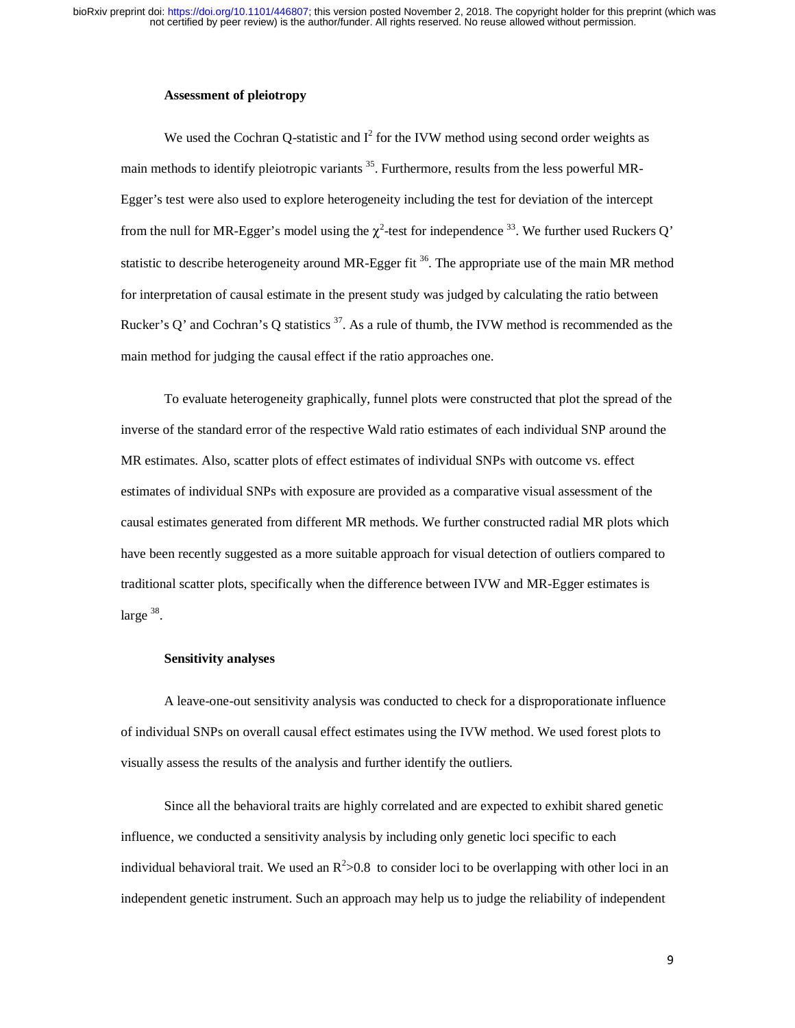### Assessment of pleiotropy

We used the Cochran Q-statistic and $I^2$ for the IVW method using second order weights as main methods to identify pleiotropic variants [35]. Furthermore, results from the less powerful MR-Egger's test were also used to explore heterogeneity including the test for deviation of the intercept from the null for MR-Egger's model using the $\chi^2$-test for independence [33]. We further used Ruckers Q' statistic to describe heterogeneity around MR-Egger fit [36]. The appropriate use of the main MR method for interpretation of causal estimate in the present study was judged by calculating the ratio between Rucker's Q' and Cochran's Q statistics [37]. As a rule of thumb, the IVW method is recommended as the main method for judging the causal effect if the ratio approaches one.

To evaluate heterogeneity graphically, funnel plots were constructed that plot the spread of the inverse of the standard error of the respective Wald ratio estimates of each individual SNP around the MR estimates. Also, scatter plots of effect estimates of individual SNPs with outcome vs. effect estimates of individual SNPs with exposure are provided as a comparative visual assessment of the causal estimates generated from different MR methods. We further constructed radial MR plots which have been recently suggested as a more suitable approach for visual detection of outliers compared to traditional scatter plots, specifically when the difference between IVW and MR-Egger estimates is large [38].

### Sensitivity analyses

A leave-one-out sensitivity analysis was conducted to check for a disproportionate influence of individual SNPs on overall causal effect estimates using the IVW method. We used forest plots to visually assess the results of the analysis and further identify the outliers.

Since all the behavioral traits are highly correlated and are expected to exhibit shared genetic influence, we conducted a sensitivity analysis by including only genetic loci specific to each individual behavioral trait. We used an $R^2>0.8$ to consider loci to be overlapping with other loci in an independent genetic instrument. Such an approach may help us to judge the reliability of independent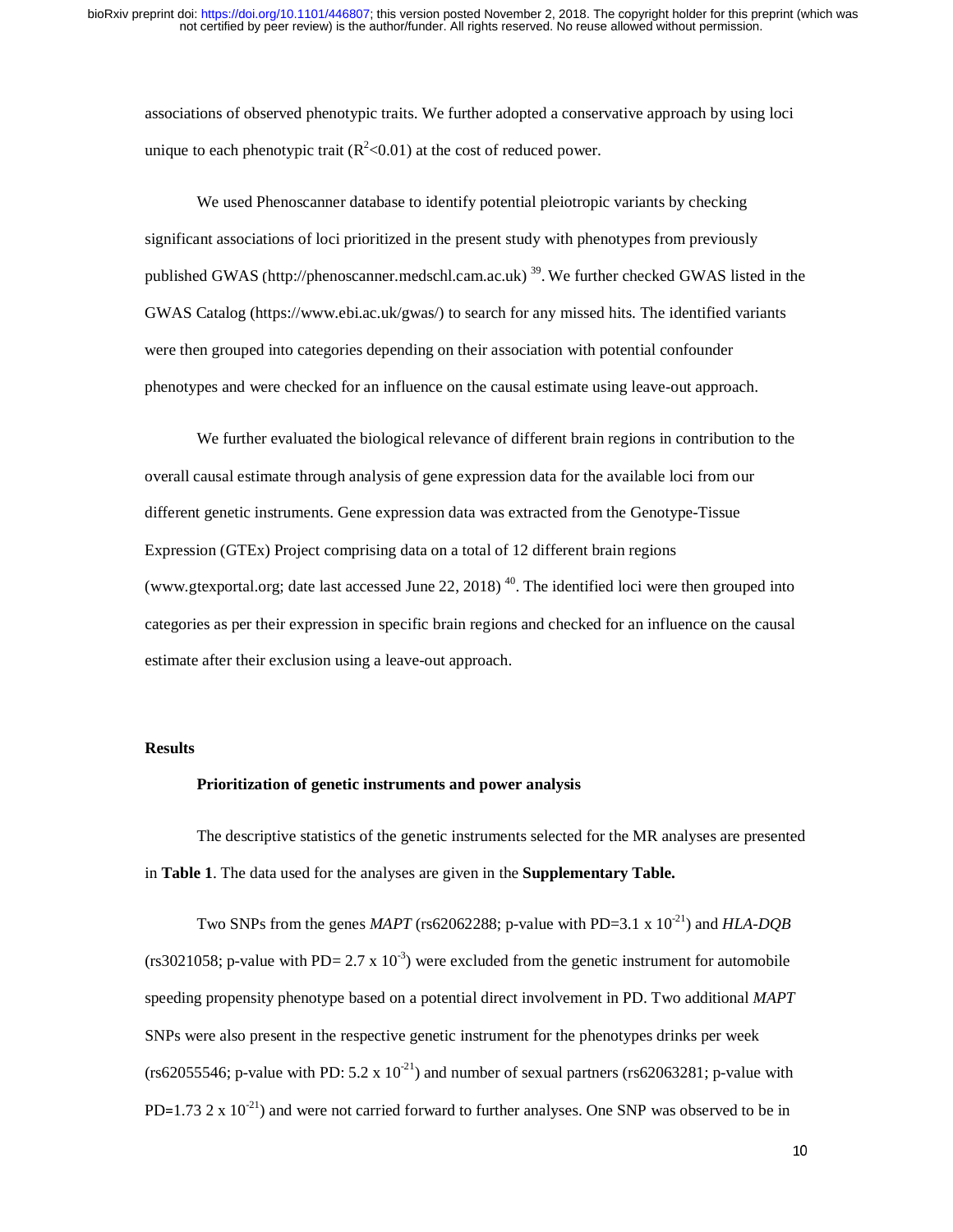associations of observed phenotypic traits. We further adopted a conservative approach by using loci unique to each phenotypic trait ($R^2$<0.01) at the cost of reduced power.

We used Phenoscanner database to identify potential pleiotropic variants by checking significant associations of loci prioritized in the present study with phenotypes from previously published GWAS (http://phenoscanner.medschl.cam.ac.uk) [39]. We further checked GWAS listed in the GWAS Catalog (https://www.ebi.ac.uk/gwas/) to search for any missed hits. The identified variants were then grouped into categories depending on their association with potential confounder phenotypes and were checked for an influence on the causal estimate using leave-out approach.

We further evaluated the biological relevance of different brain regions in contribution to the overall causal estimate through analysis of gene expression data for the available loci from our different genetic instruments. Gene expression data was extracted from the Genotype-Tissue Expression (GTEx) Project comprising data on a total of 12 different brain regions (www.gtexportal.org; date last accessed June 22, 2018) [40]. The identified loci were then grouped into categories as per their expression in specific brain regions and checked for an influence on the causal estimate after their exclusion using a leave-out approach.

## Results

### Prioritization of genetic instruments and power analysis

The descriptive statistics of the genetic instruments selected for the MR analyses are presented in **Table 1**. The data used for the analyses are given in the **Supplementary Table.**

Two SNPs from the genes *MAPT* (rs62062288; p-value with PD=$3.1 \times 10^{-21}$) and *HLA-DQB* (rs3021058; p-value with PD= $2.7 \times 10^{-3}$) were excluded from the genetic instrument for automobile speeding propensity phenotype based on a potential direct involvement in PD. Two additional *MAPT* SNPs were also present in the respective genetic instrument for the phenotypes drinks per week (rs62055546; p-value with PD: $5.2 \times 10^{-21}$) and number of sexual partners (rs62063281; p-value with PD=$1.73\ 2 \times 10^{-21}$) and were not carried forward to further analyses. One SNP was observed to be in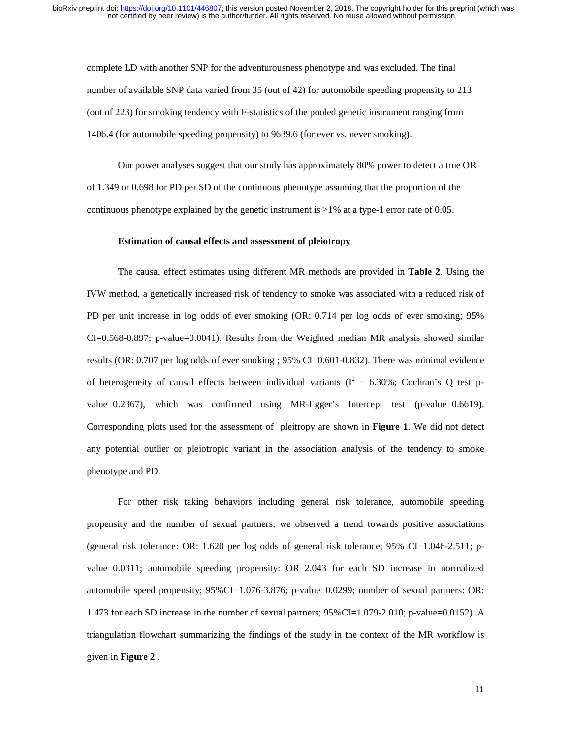complete LD with another SNP for the adventurousness phenotype and was excluded. The final number of available SNP data varied from 35 (out of 42) for automobile speeding propensity to 213 (out of 223) for smoking tendency with F-statistics of the pooled genetic instrument ranging from 1406.4 (for automobile speeding propensity) to 9639.6 (for ever vs. never smoking).

Our power analyses suggest that our study has approximately 80% power to detect a true OR of 1.349 or 0.698 for PD per SD of the continuous phenotype assuming that the proportion of the continuous phenotype explained by the genetic instrument is $\geq$1% at a type-1 error rate of 0.05.

**Estimation of causal effects and assessment of pleiotropy**

The causal effect estimates using different MR methods are provided in **Table 2**. Using the IVW method, a genetically increased risk of tendency to smoke was associated with a reduced risk of PD per unit increase in log odds of ever smoking (OR: 0.714 per log odds of ever smoking; 95% CI=0.568-0.897; p-value=0.0041). Results from the Weighted median MR analysis showed similar results (OR: 0.707 per log odds of ever smoking ; 95% CI=0.601-0.832). There was minimal evidence of heterogeneity of causal effects between individual variants ($I^2$ = 6.30%; Cochran's Q test p-value=0.2367), which was confirmed using MR-Egger's Intercept test (p-value=0.6619). Corresponding plots used for the assessment of pleitropy are shown in **Figure 1**. We did not detect any potential outlier or pleiotropic variant in the association analysis of the tendency to smoke phenotype and PD.

For other risk taking behaviors including general risk tolerance, automobile speeding propensity and the number of sexual partners, we observed a trend towards positive associations (general risk tolerance: OR: 1.620 per log odds of general risk tolerance; 95% CI=1.046-2.511; p-value=0.0311; automobile speeding propensity: OR=2.043 for each SD increase in normalized automobile speed propensity; 95%CI=1.076-3.876; p-value=0.0299; number of sexual partners: OR: 1.473 for each SD increase in the number of sexual partners; 95%CI=1.079-2.010; p-value=0.0152). A triangulation flowchart summarizing the findings of the study in the context of the MR workflow is given in **Figure 2** .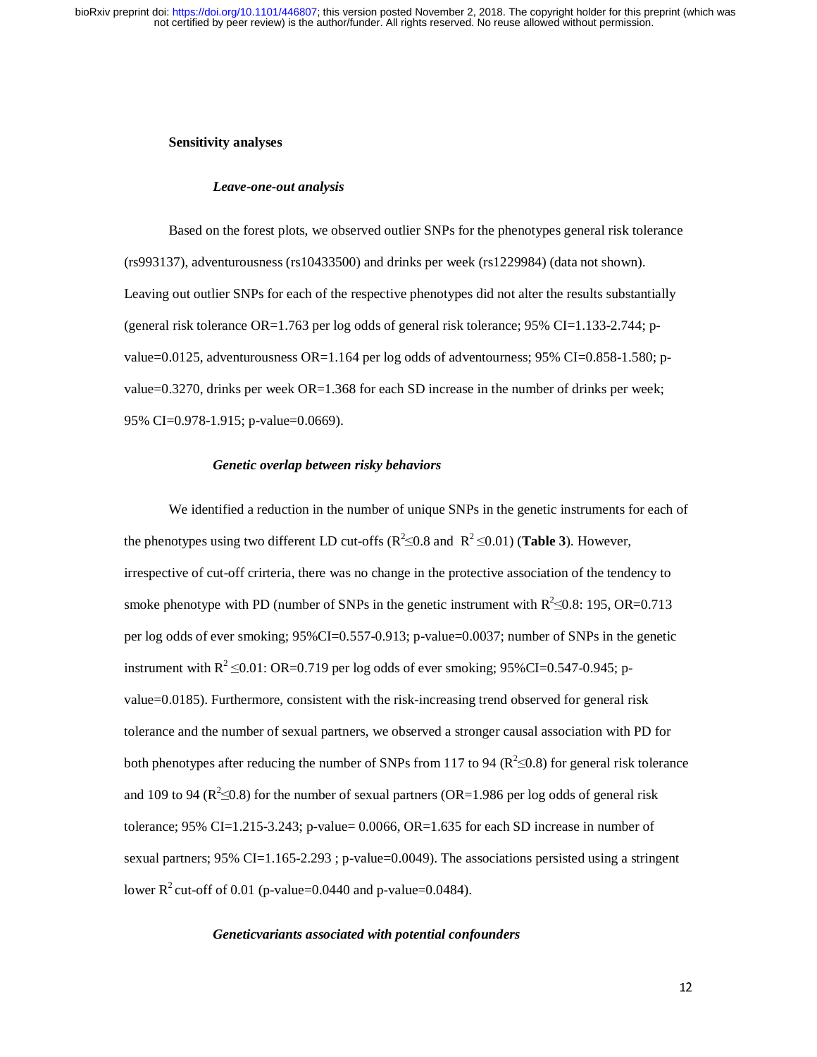## Sensitivity analyses

### *Leave-one-out analysis*

Based on the forest plots, we observed outlier SNPs for the phenotypes general risk tolerance (rs993137), adventurousness (rs10433500) and drinks per week (rs1229984) (data not shown). Leaving out outlier SNPs for each of the respective phenotypes did not alter the results substantially (general risk tolerance OR=1.763 per log odds of general risk tolerance; 95% CI=1.133-2.744; p-value=0.0125, adventurousness OR=1.164 per log odds of adventourness; 95% CI=0.858-1.580; p-value=0.3270, drinks per week OR=1.368 for each SD increase in the number of drinks per week; 95% CI=0.978-1.915; p-value=0.0669).

### *Genetic overlap between risky behaviors*

We identified a reduction in the number of unique SNPs in the genetic instruments for each of the phenotypes using two different LD cut-offs ($R^2 \leq 0.8$ and $R^2 \leq 0.01$) (**Table 3**). However, irrespective of cut-off crirteria, there was no change in the protective association of the tendency to smoke phenotype with PD (number of SNPs in the genetic instrument with $R^2 \leq 0.8$: 195, OR=0.713 per log odds of ever smoking; 95%CI=0.557-0.913; p-value=0.0037; number of SNPs in the genetic instrument with $R^2 \leq 0.01$: OR=0.719 per log odds of ever smoking; 95%CI=0.547-0.945; p-value=0.0185). Furthermore, consistent with the risk-increasing trend observed for general risk tolerance and the number of sexual partners, we observed a stronger causal association with PD for both phenotypes after reducing the number of SNPs from 117 to 94 ($R^2 \leq 0.8$) for general risk tolerance and 109 to 94 ($R^2 \leq 0.8$) for the number of sexual partners (OR=1.986 per log odds of general risk tolerance; 95% CI=1.215-3.243; p-value= 0.0066, OR=1.635 for each SD increase in number of sexual partners; 95% CI=1.165-2.293 ; p-value=0.0049). The associations persisted using a stringent lower $R^2$ cut-off of 0.01 (p-value=0.0440 and p-value=0.0484).

### *Geneticvariants associated with potential confounders*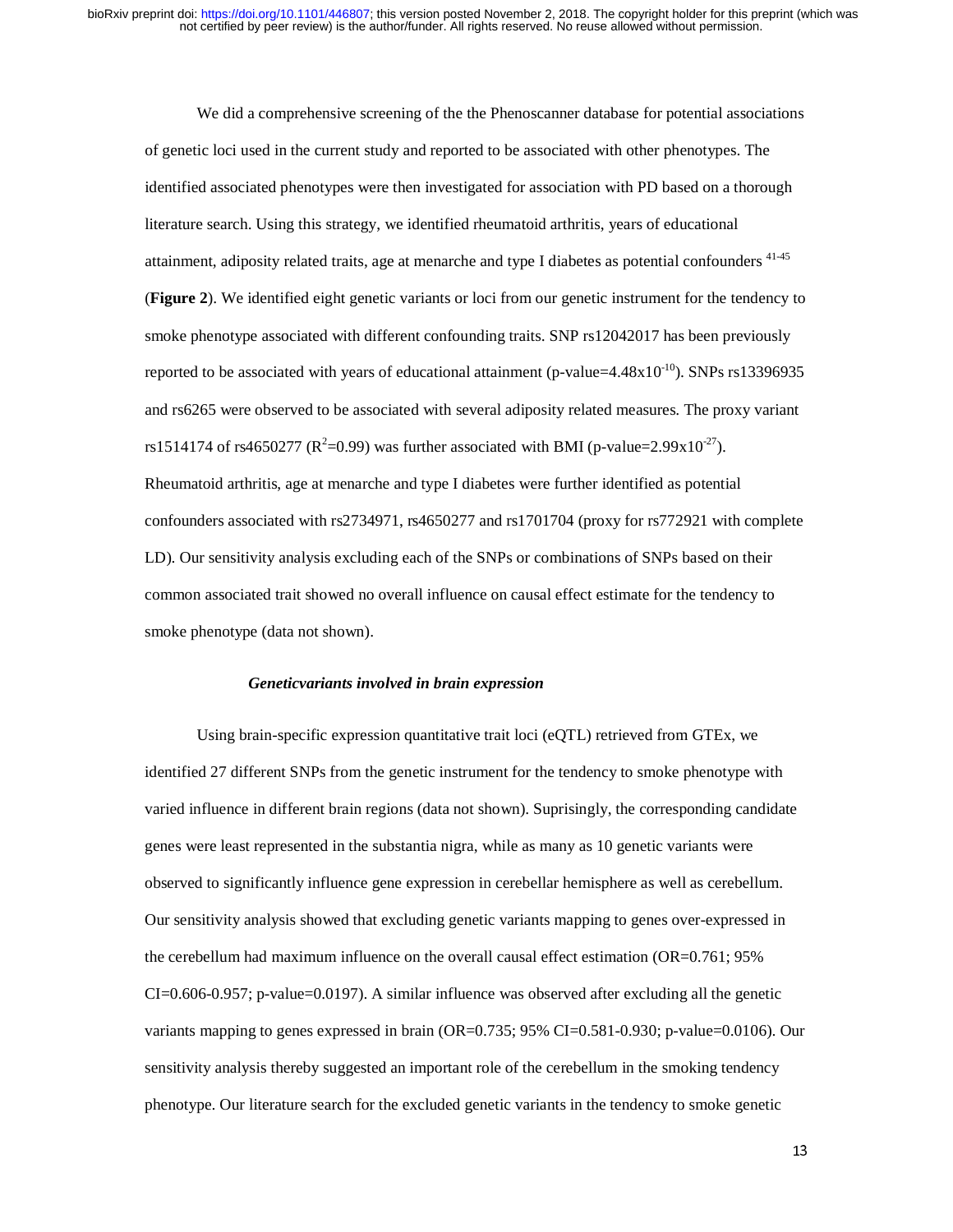We did a comprehensive screening of the the Phenoscanner database for potential associations of genetic loci used in the current study and reported to be associated with other phenotypes. The identified associated phenotypes were then investigated for association with PD based on a thorough literature search. Using this strategy, we identified rheumatoid arthritis, years of educational attainment, adiposity related traits, age at menarche and type I diabetes as potential confounders [41-45] (**Figure 2**). We identified eight genetic variants or loci from our genetic instrument for the tendency to smoke phenotype associated with different confounding traits. SNP rs12042017 has been previously reported to be associated with years of educational attainment (p-value=$4.48 \times 10^{-10}$). SNPs rs13396935 and rs6265 were observed to be associated with several adiposity related measures. The proxy variant rs1514174 of rs4650277 ($R^2$=0.99) was further associated with BMI (p-value=$2.99 \times 10^{-27}$). Rheumatoid arthritis, age at menarche and type I diabetes were further identified as potential confounders associated with rs2734971, rs4650277 and rs1701704 (proxy for rs772921 with complete LD). Our sensitivity analysis excluding each of the SNPs or combinations of SNPs based on their common associated trait showed no overall influence on causal effect estimate for the tendency to smoke phenotype (data not shown).

### *Geneticvariants involved in brain expression*

Using brain-specific expression quantitative trait loci (eQTL) retrieved from GTEx, we identified 27 different SNPs from the genetic instrument for the tendency to smoke phenotype with varied influence in different brain regions (data not shown). Suprisingly, the corresponding candidate genes were least represented in the substantia nigra, while as many as 10 genetic variants were observed to significantly influence gene expression in cerebellar hemisphere as well as cerebellum. Our sensitivity analysis showed that excluding genetic variants mapping to genes over-expressed in the cerebellum had maximum influence on the overall causal effect estimation (OR=0.761; 95% CI=0.606-0.957; p-value=0.0197). A similar influence was observed after excluding all the genetic variants mapping to genes expressed in brain (OR=0.735; 95% CI=0.581-0.930; p-value=0.0106). Our sensitivity analysis thereby suggested an important role of the cerebellum in the smoking tendency phenotype. Our literature search for the excluded genetic variants in the tendency to smoke genetic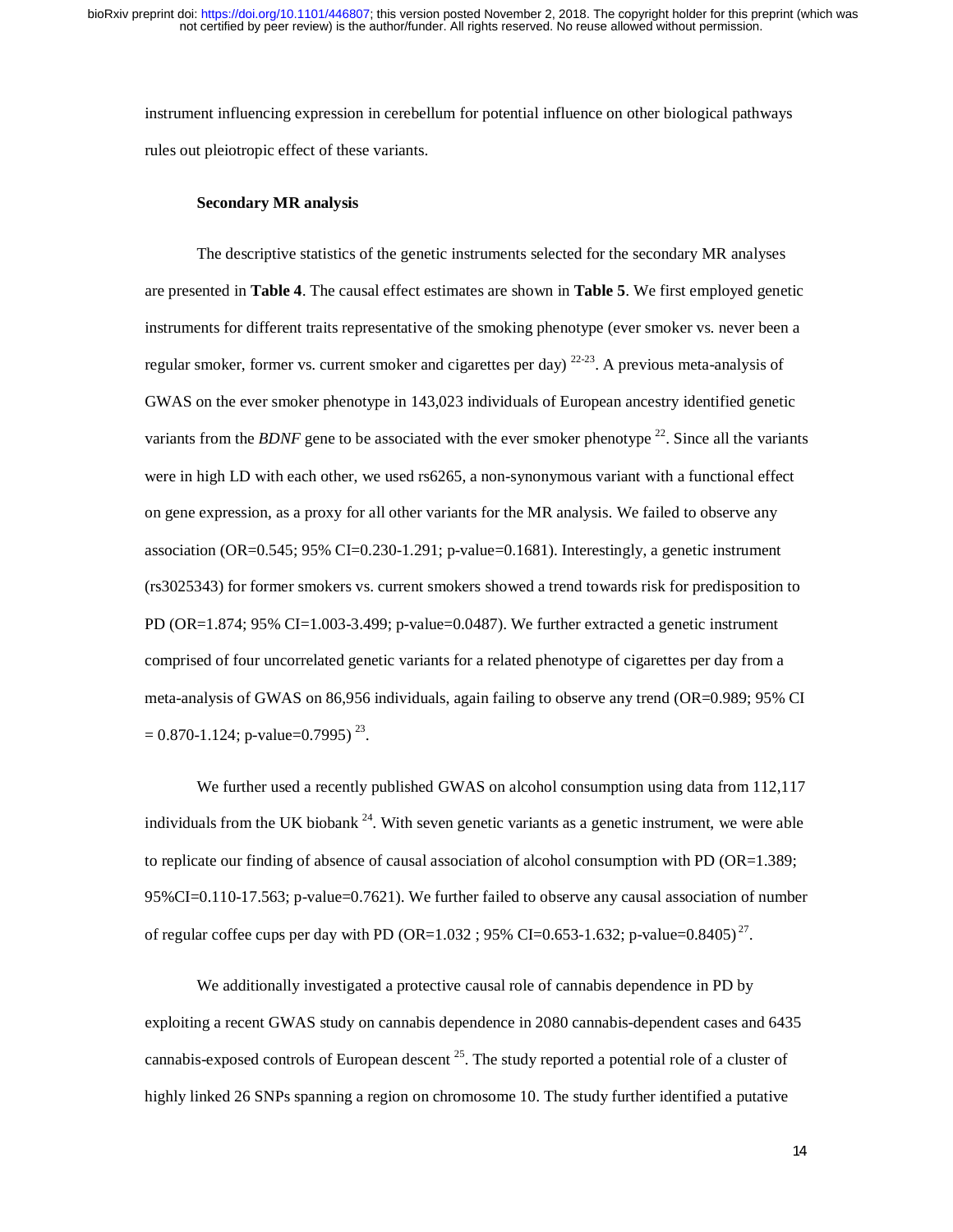instrument influencing expression in cerebellum for potential influence on other biological pathways rules out pleiotropic effect of these variants.

### Secondary MR analysis

The descriptive statistics of the genetic instruments selected for the secondary MR analyses are presented in **Table 4**. The causal effect estimates are shown in **Table 5**. We first employed genetic instruments for different traits representative of the smoking phenotype (ever smoker vs. never been a regular smoker, former vs. current smoker and cigarettes per day) [22-23]. A previous meta-analysis of GWAS on the ever smoker phenotype in 143,023 individuals of European ancestry identified genetic variants from the *BDNF* gene to be associated with the ever smoker phenotype [22]. Since all the variants were in high LD with each other, we used rs6265, a non-synonymous variant with a functional effect on gene expression, as a proxy for all other variants for the MR analysis. We failed to observe any association (OR=0.545; 95% CI=0.230-1.291; p-value=0.1681). Interestingly, a genetic instrument (rs3025343) for former smokers vs. current smokers showed a trend towards risk for predisposition to PD (OR=1.874; 95% CI=1.003-3.499; p-value=0.0487). We further extracted a genetic instrument comprised of four uncorrelated genetic variants for a related phenotype of cigarettes per day from a meta-analysis of GWAS on 86,956 individuals, again failing to observe any trend (OR=0.989; 95% CI = 0.870-1.124; p-value=0.7995) [23].

We further used a recently published GWAS on alcohol consumption using data from 112,117 individuals from the UK biobank [24]. With seven genetic variants as a genetic instrument, we were able to replicate our finding of absence of causal association of alcohol consumption with PD (OR=1.389; 95%CI=0.110-17.563; p-value=0.7621). We further failed to observe any causal association of number of regular coffee cups per day with PD (OR=1.032 ; 95% CI=0.653-1.632; p-value=0.8405) [27].

We additionally investigated a protective causal role of cannabis dependence in PD by exploiting a recent GWAS study on cannabis dependence in 2080 cannabis-dependent cases and 6435 cannabis-exposed controls of European descent [25]. The study reported a potential role of a cluster of highly linked 26 SNPs spanning a region on chromosome 10. The study further identified a putative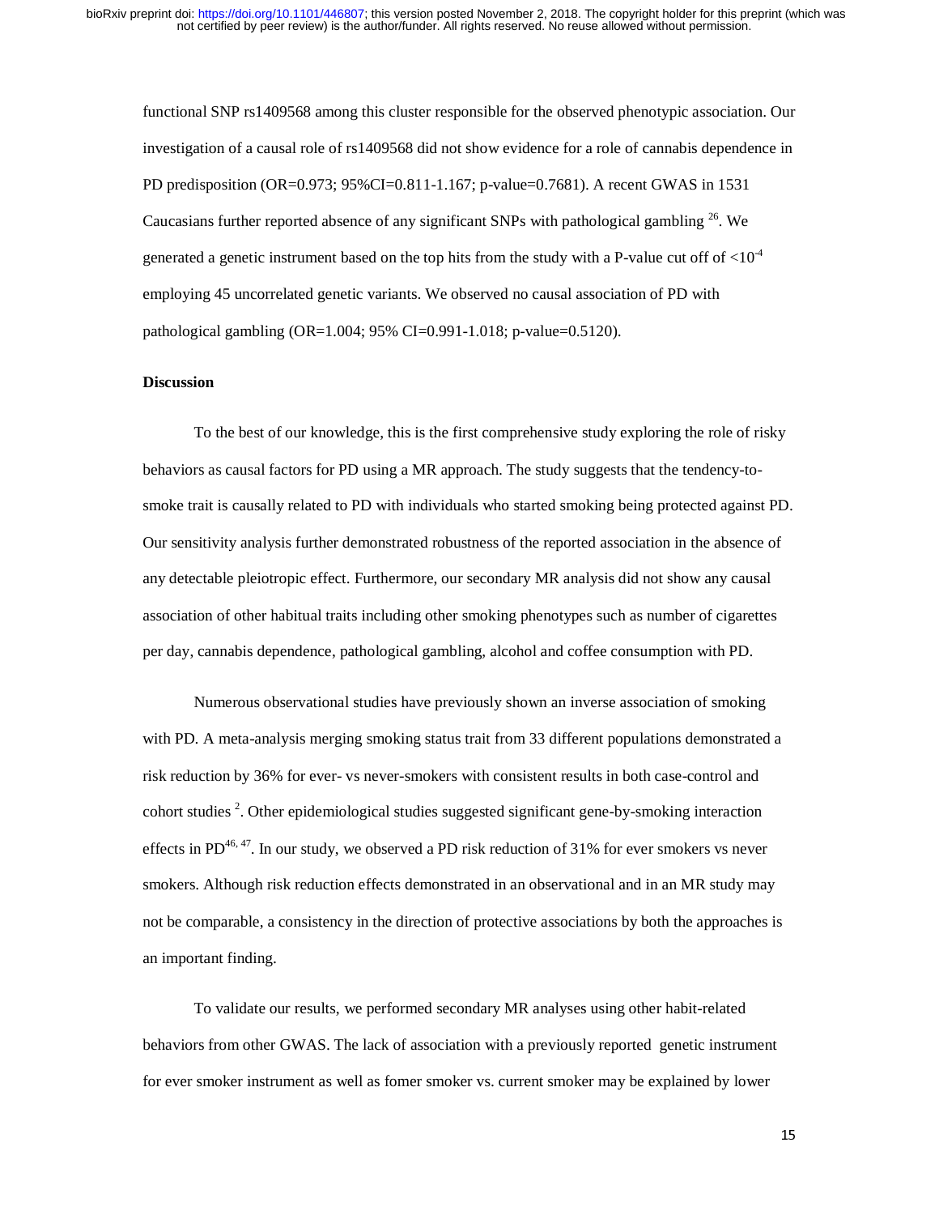functional SNP rs1409568 among this cluster responsible for the observed phenotypic association. Our investigation of a causal role of rs1409568 did not show evidence for a role of cannabis dependence in PD predisposition (OR=0.973; 95%CI=0.811-1.167; p-value=0.7681). A recent GWAS in 1531 Caucasians further reported absence of any significant SNPs with pathological gambling [26]. We generated a genetic instrument based on the top hits from the study with a P-value cut off of $<10^{-4}$ employing 45 uncorrelated genetic variants. We observed no causal association of PD with pathological gambling (OR=1.004; 95% CI=0.991-1.018; p-value=0.5120).

## Discussion

To the best of our knowledge, this is the first comprehensive study exploring the role of risky behaviors as causal factors for PD using a MR approach. The study suggests that the tendency-to-smoke trait is causally related to PD with individuals who started smoking being protected against PD. Our sensitivity analysis further demonstrated robustness of the reported association in the absence of any detectable pleiotropic effect. Furthermore, our secondary MR analysis did not show any causal association of other habitual traits including other smoking phenotypes such as number of cigarettes per day, cannabis dependence, pathological gambling, alcohol and coffee consumption with PD.

Numerous observational studies have previously shown an inverse association of smoking with PD. A meta-analysis merging smoking status trait from 33 different populations demonstrated a risk reduction by 36% for ever- vs never-smokers with consistent results in both case-control and cohort studies [2]. Other epidemiological studies suggested significant gene-by-smoking interaction effects in PD[46, 47]. In our study, we observed a PD risk reduction of 31% for ever smokers vs never smokers. Although risk reduction effects demonstrated in an observational and in an MR study may not be comparable, a consistency in the direction of protective associations by both the approaches is an important finding.

To validate our results, we performed secondary MR analyses using other habit-related behaviors from other GWAS. The lack of association with a previously reported genetic instrument for ever smoker instrument as well as fomer smoker vs. current smoker may be explained by lower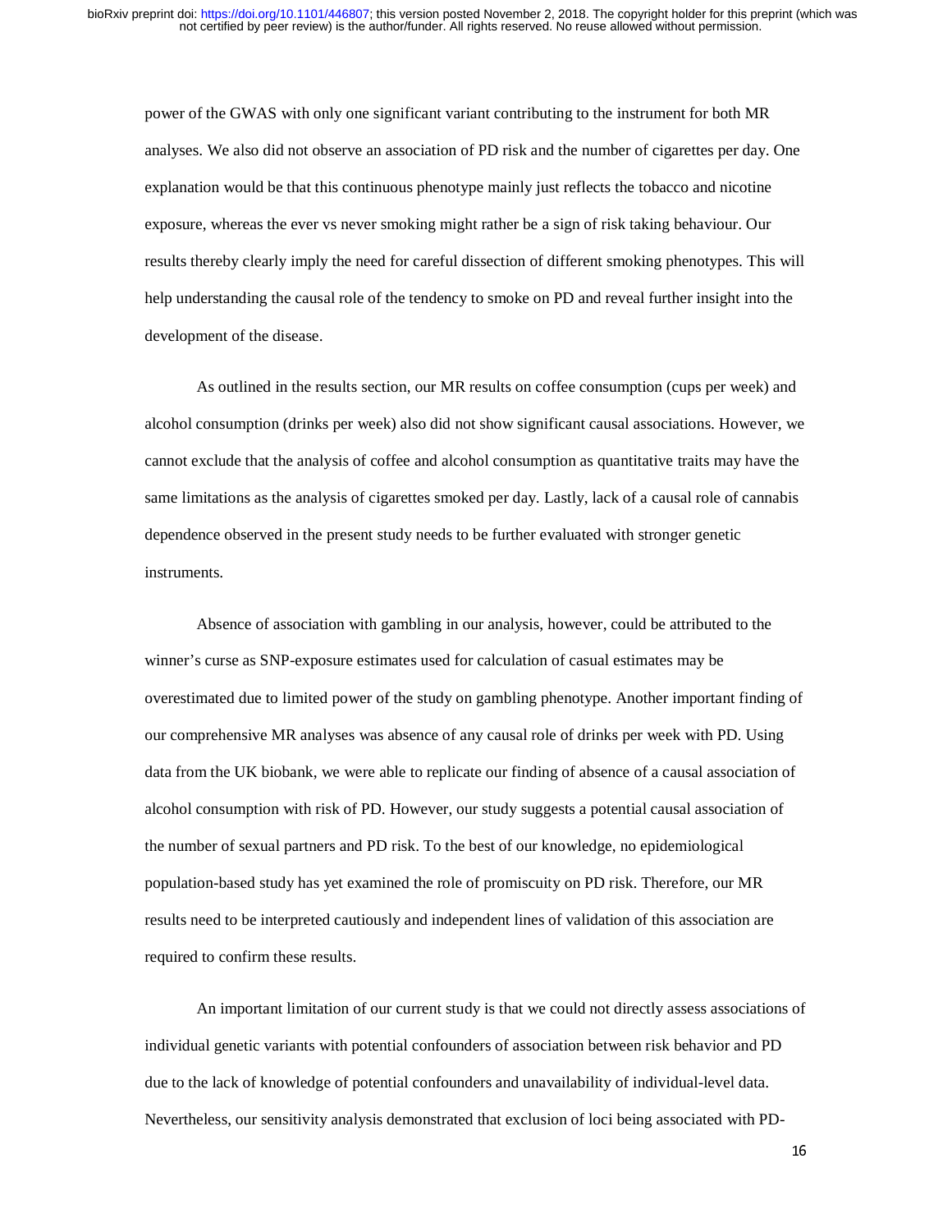power of the GWAS with only one significant variant contributing to the instrument for both MR analyses. We also did not observe an association of PD risk and the number of cigarettes per day. One explanation would be that this continuous phenotype mainly just reflects the tobacco and nicotine exposure, whereas the ever vs never smoking might rather be a sign of risk taking behaviour. Our results thereby clearly imply the need for careful dissection of different smoking phenotypes. This will help understanding the causal role of the tendency to smoke on PD and reveal further insight into the development of the disease.

As outlined in the results section, our MR results on coffee consumption (cups per week) and alcohol consumption (drinks per week) also did not show significant causal associations. However, we cannot exclude that the analysis of coffee and alcohol consumption as quantitative traits may have the same limitations as the analysis of cigarettes smoked per day. Lastly, lack of a causal role of cannabis dependence observed in the present study needs to be further evaluated with stronger genetic instruments.

Absence of association with gambling in our analysis, however, could be attributed to the winner's curse as SNP-exposure estimates used for calculation of casual estimates may be overestimated due to limited power of the study on gambling phenotype. Another important finding of our comprehensive MR analyses was absence of any causal role of drinks per week with PD. Using data from the UK biobank, we were able to replicate our finding of absence of a causal association of alcohol consumption with risk of PD. However, our study suggests a potential causal association of the number of sexual partners and PD risk. To the best of our knowledge, no epidemiological population-based study has yet examined the role of promiscuity on PD risk. Therefore, our MR results need to be interpreted cautiously and independent lines of validation of this association are required to confirm these results.

An important limitation of our current study is that we could not directly assess associations of individual genetic variants with potential confounders of association between risk behavior and PD due to the lack of knowledge of potential confounders and unavailability of individual-level data. Nevertheless, our sensitivity analysis demonstrated that exclusion of loci being associated with PD-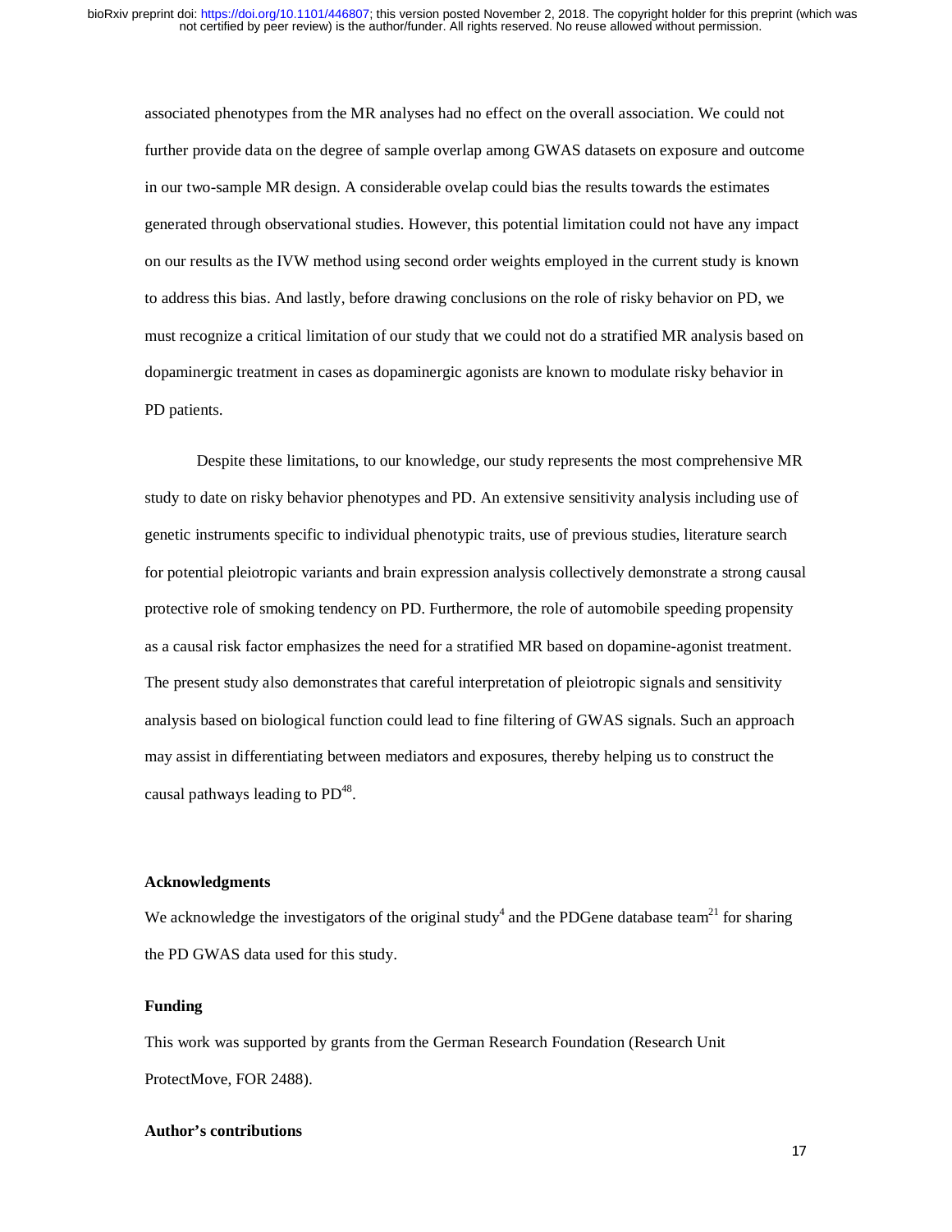associated phenotypes from the MR analyses had no effect on the overall association. We could not further provide data on the degree of sample overlap among GWAS datasets on exposure and outcome in our two-sample MR design. A considerable ovelap could bias the results towards the estimates generated through observational studies. However, this potential limitation could not have any impact on our results as the IVW method using second order weights employed in the current study is known to address this bias. And lastly, before drawing conclusions on the role of risky behavior on PD, we must recognize a critical limitation of our study that we could not do a stratified MR analysis based on dopaminergic treatment in cases as dopaminergic agonists are known to modulate risky behavior in PD patients.

Despite these limitations, to our knowledge, our study represents the most comprehensive MR study to date on risky behavior phenotypes and PD. An extensive sensitivity analysis including use of genetic instruments specific to individual phenotypic traits, use of previous studies, literature search for potential pleiotropic variants and brain expression analysis collectively demonstrate a strong causal protective role of smoking tendency on PD. Furthermore, the role of automobile speeding propensity as a causal risk factor emphasizes the need for a stratified MR based on dopamine-agonist treatment. The present study also demonstrates that careful interpretation of pleiotropic signals and sensitivity analysis based on biological function could lead to fine filtering of GWAS signals. Such an approach may assist in differentiating between mediators and exposures, thereby helping us to construct the causal pathways leading to PD[48].

### Acknowledgments

We acknowledge the investigators of the original study[4] and the PDGene database team[21] for sharing the PD GWAS data used for this study.

### Funding

This work was supported by grants from the German Research Foundation (Research Unit ProtectMove, FOR 2488).

### Author's contributions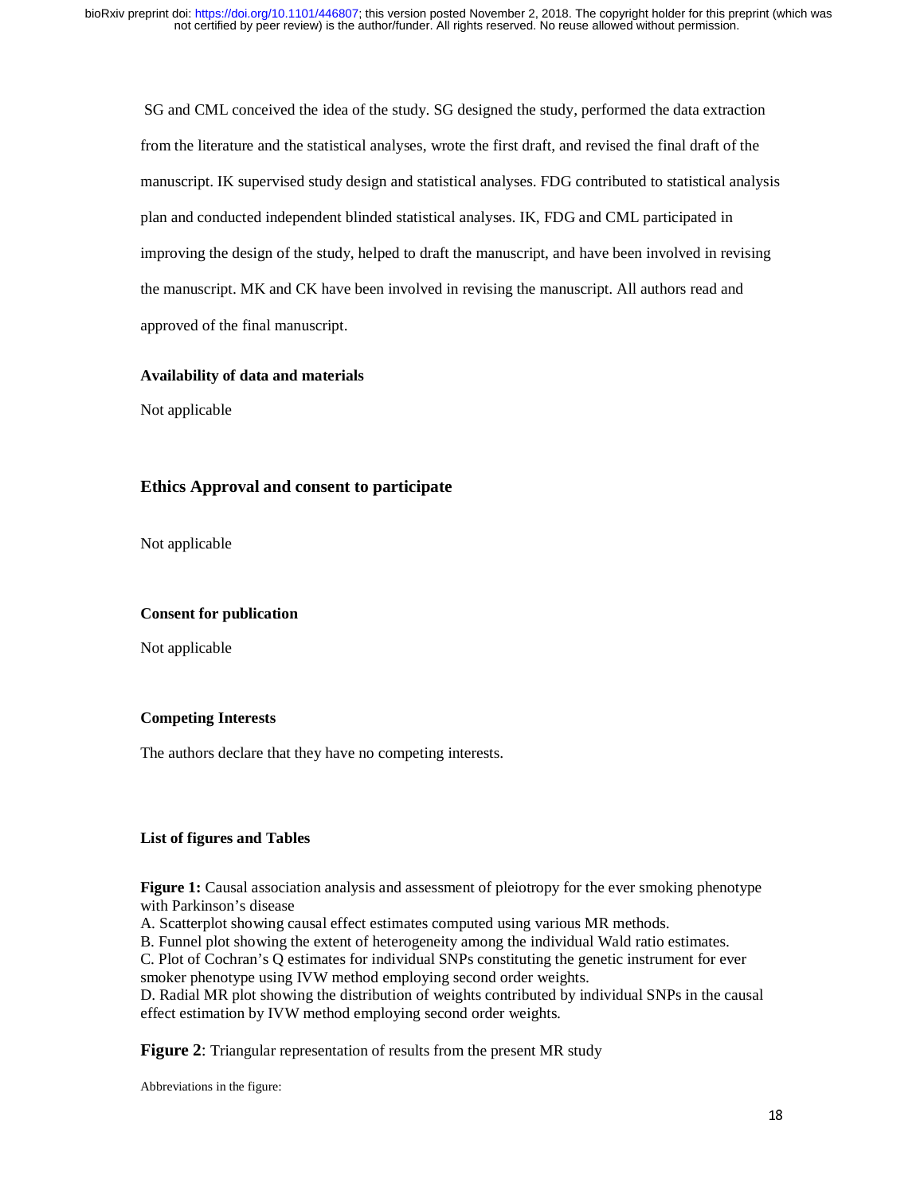SG and CML conceived the idea of the study. SG designed the study, performed the data extraction from the literature and the statistical analyses, wrote the first draft, and revised the final draft of the manuscript. IK supervised study design and statistical analyses. FDG contributed to statistical analysis plan and conducted independent blinded statistical analyses. IK, FDG and CML participated in improving the design of the study, helped to draft the manuscript, and have been involved in revising the manuscript. MK and CK have been involved in revising the manuscript. All authors read and approved of the final manuscript.

### Availability of data and materials

Not applicable

## Ethics Approval and consent to participate

Not applicable

### Consent for publication

Not applicable

### Competing Interests

The authors declare that they have no competing interests.

### List of figures and Tables

**Figure 1:** Causal association analysis and assessment of pleiotropy for the ever smoking phenotype with Parkinson's disease

A. Scatterplot showing causal effect estimates computed using various MR methods.

B. Funnel plot showing the extent of heterogeneity among the individual Wald ratio estimates.

C. Plot of Cochran's Q estimates for individual SNPs constituting the genetic instrument for ever smoker phenotype using IVW method employing second order weights.

D. Radial MR plot showing the distribution of weights contributed by individual SNPs in the causal effect estimation by IVW method employing second order weights.

**Figure 2**: Triangular representation of results from the present MR study

Abbreviations in the figure: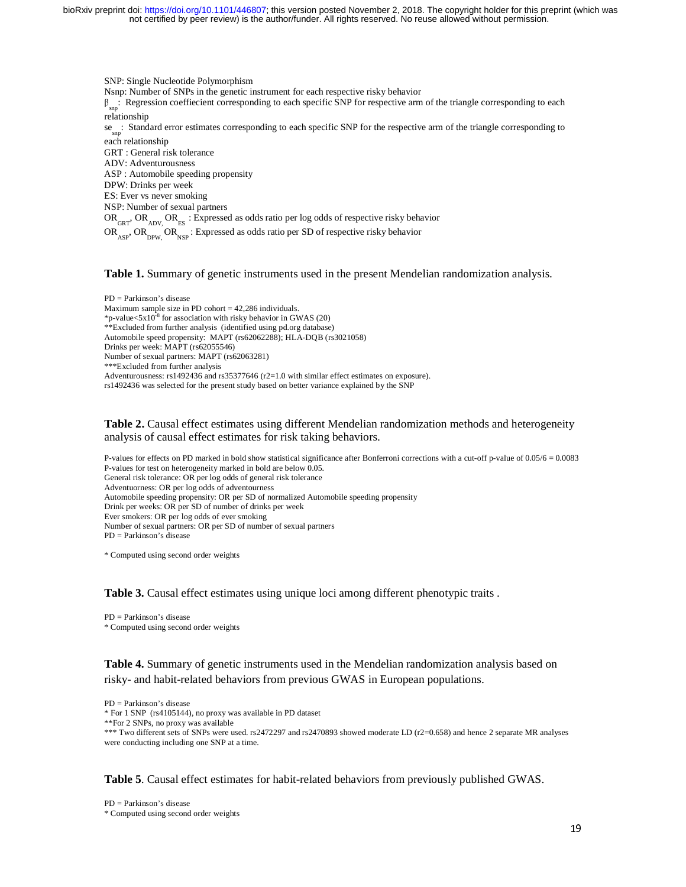SNP: Single Nucleotide Polymorphism

Nsnp: Number of SNPs in the genetic instrument for each respective risky behavior

$\beta_{snp}$: Regression coeffiecient corresponding to each specific SNP for respective arm of the triangle corresponding to each relationship

$se_{snp}$: Standard error estimates corresponding to each specific SNP for the respective arm of the triangle corresponding to each relationship

GRT : General risk tolerance

ADV: Adventurousness

ASP : Automobile speeding propensity

DPW: Drinks per week

ES: Ever vs never smoking

NSP: Number of sexual partners

$OR_{GRT}$, $OR_{ADV}$, $OR_{ES}$ : Expressed as odds ratio per log odds of respective risky behavior

$OR_{ASP}$, $OR_{DPW}$, $OR_{NSP}$ : Expressed as odds ratio per SD of respective risky behavior

**Table 1.** Summary of genetic instruments used in the present Mendelian randomization analysis.

PD = Parkinson's disease

Maximum sample size in PD cohort = 42,286 individuals.

*p-value$<5x10^{-8}$ for association with risky behavior in GWAS (20)

**Excluded from further analysis (identified using pd.org database)

Automobile speed propensity: MAPT (rs62062288); HLA-DQB (rs3021058)

Drinks per week: MAPT (rs62055546)

Number of sexual partners: MAPT (rs62063281)

***Excluded from further analysis

Adventurousness: rs1492436 and rs35377646 (r2=1.0 with similar effect estimates on exposure).

rs1492436 was selected for the present study based on better variance explained by the SNP

**Table 2.** Causal effect estimates using different Mendelian randomization methods and heterogeneity analysis of causal effect estimates for risk taking behaviors.

P-values for effects on PD marked in bold show statistical significance after Bonferroni corrections with a cut-off p-value of 0.05/6 = 0.0083

P-values for test on heterogeneity marked in bold are below 0.05.

General risk tolerance: OR per log odds of general risk tolerance

Adventuorness: OR per log odds of adventourness

Automobile speeding propensity: OR per SD of normalized Automobile speeding propensity

Drink per weeks: OR per SD of number of drinks per week

Ever smokers: OR per log odds of ever smoking

Number of sexual partners: OR per SD of number of sexual partners

PD = Parkinson's disease

\* Computed using second order weights

**Table 3.** Causal effect estimates using unique loci among different phenotypic traits .

PD = Parkinson's disease

\* Computed using second order weights

**Table 4.** Summary of genetic instruments used in the Mendelian randomization analysis based on risky- and habit-related behaviors from previous GWAS in European populations.

PD = Parkinson's disease

\* For 1 SNP (rs4105144), no proxy was available in PD dataset

**For 2 SNPs, no proxy was available

*** Two different sets of SNPs were used. rs2472297 and rs2470893 showed moderate LD (r2=0.658) and hence 2 separate MR analyses were conducting including one SNP at a time.

**Table 5**. Causal effect estimates for habit-related behaviors from previously published GWAS.

PD = Parkinson's disease

\* Computed using second order weights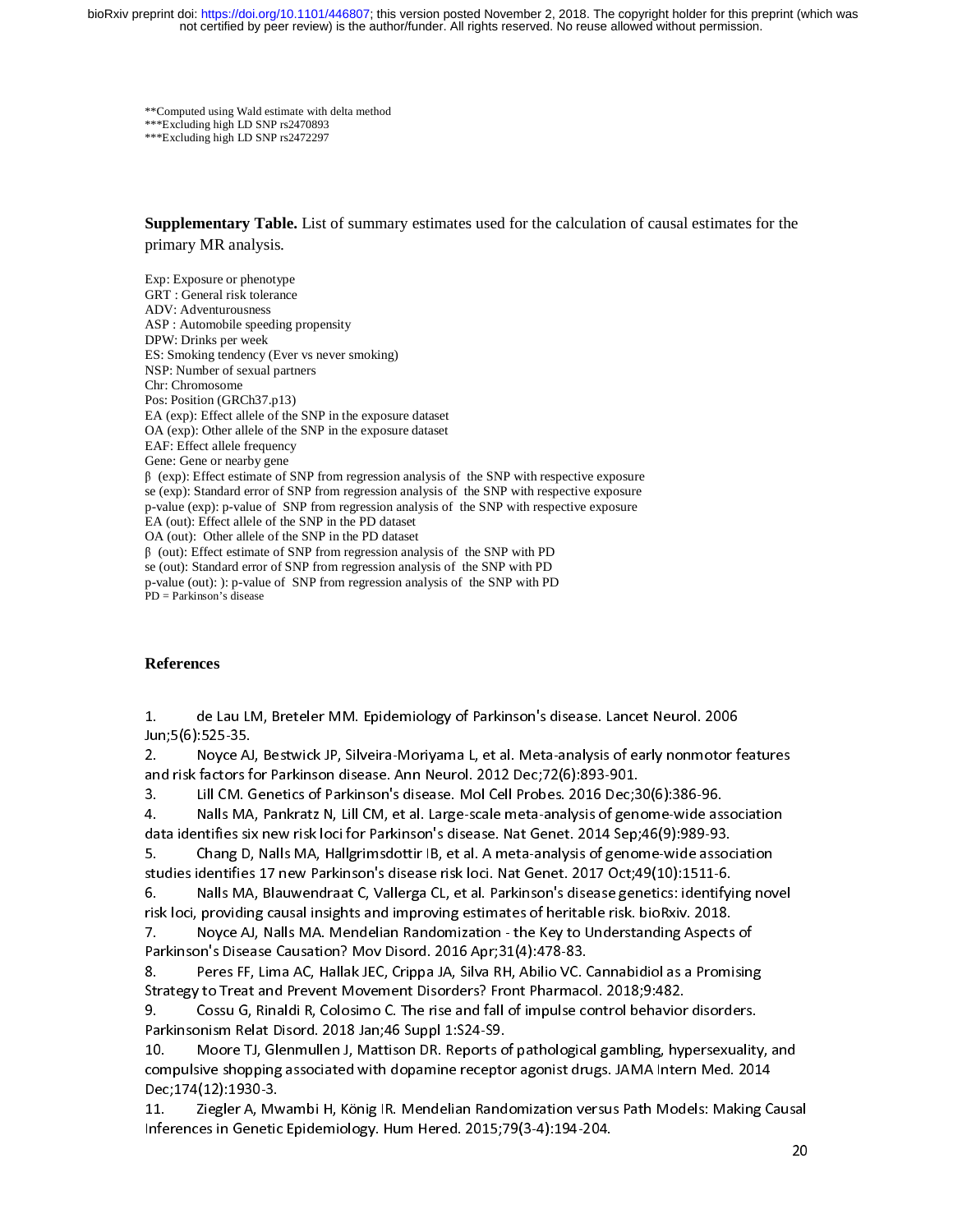**Computed using Wald estimate with delta method
***Excluding high LD SNP rs2470893
***Excluding high LD SNP rs2472297

**Supplementary Table.** List of summary estimates used for the calculation of causal estimates for the primary MR analysis.

Exp: Exposure or phenotype
GRT : General risk tolerance
ADV: Adventurousness
ASP : Automobile speeding propensity
DPW: Drinks per week
ES: Smoking tendency (Ever vs never smoking)
NSP: Number of sexual partners
Chr: Chromosome
Pos: Position (GRCh37.p13)
EA (exp): Effect allele of the SNP in the exposure dataset
OA (exp): Other allele of the SNP in the exposure dataset
EAF: Effect allele frequency
Gene: Gene or nearby gene
β (exp): Effect estimate of SNP from regression analysis of the SNP with respective exposure
se (exp): Standard error of SNP from regression analysis of the SNP with respective exposure
p-value (exp): p-value of SNP from regression analysis of the SNP with respective exposure
EA (out): Effect allele of the SNP in the PD dataset
OA (out): Other allele of the SNP in the PD dataset
β (out): Effect estimate of SNP from regression analysis of the SNP with PD
se (out): Standard error of SNP from regression analysis of the SNP with PD
p-value (out): ): p-value of SNP from regression analysis of the SNP with PD
PD = Parkinson's disease

## References

1. de Lau LM, Breteler MM. Epidemiology of Parkinson's disease. Lancet Neurol. 2006 Jun;5(6):525-35.
2. Noyce AJ, Bestwick JP, Silveira-Moriyama L, et al. Meta-analysis of early nonmotor features and risk factors for Parkinson disease. Ann Neurol. 2012 Dec;72(6):893-901.
3. Lill CM. Genetics of Parkinson's disease. Mol Cell Probes. 2016 Dec;30(6):386-96.
4. Nalls MA, Pankratz N, Lill CM, et al. Large-scale meta-analysis of genome-wide association data identifies six new risk loci for Parkinson's disease. Nat Genet. 2014 Sep;46(9):989-93.
5. Chang D, Nalls MA, Hallgrimsdottir IB, et al. A meta-analysis of genome-wide association studies identifies 17 new Parkinson's disease risk loci. Nat Genet. 2017 Oct;49(10):1511-6.
6. Nalls MA, Blauwendraat C, Vallerga CL, et al. Parkinson's disease genetics: identifying novel risk loci, providing causal insights and improving estimates of heritable risk. bioRxiv. 2018.
7. Noyce AJ, Nalls MA. Mendelian Randomization - the Key to Understanding Aspects of Parkinson's Disease Causation? Mov Disord. 2016 Apr;31(4):478-83.
8. Peres FF, Lima AC, Hallak JEC, Crippa JA, Silva RH, Abilio VC. Cannabidiol as a Promising Strategy to Treat and Prevent Movement Disorders? Front Pharmacol. 2018;9:482.
9. Cossu G, Rinaldi R, Colosimo C. The rise and fall of impulse control behavior disorders. Parkinsonism Relat Disord. 2018 Jan;46 Suppl 1:S24-S9.
10. Moore TJ, Glenmullen J, Mattison DR. Reports of pathological gambling, hypersexuality, and compulsive shopping associated with dopamine receptor agonist drugs. JAMA Intern Med. 2014 Dec;174(12):1930-3.
11. Ziegler A, Mwambi H, König IR. Mendelian Randomization versus Path Models: Making Causal Inferences in Genetic Epidemiology. Hum Hered. 2015;79(3-4):194-204.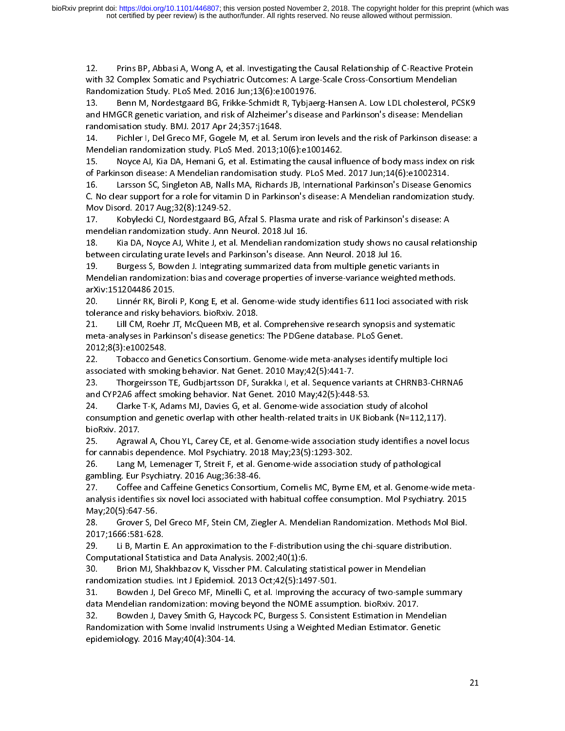12. Prins BP, Abbasi A, Wong A, et al. Investigating the Causal Relationship of C-Reactive Protein with 32 Complex Somatic and Psychiatric Outcomes: A Large-Scale Cross-Consortium Mendelian Randomization Study. PLoS Med. 2016 Jun;13(6):e1001976.
13. Benn M, Nordestgaard BG, Frikke-Schmidt R, Tybjaerg-Hansen A. Low LDL cholesterol, PCSK9 and HMGCR genetic variation, and risk of Alzheimer's disease and Parkinson's disease: Mendelian randomisation study. BMJ. 2017 Apr 24;357:j1648.
14. Pichler I, Del Greco MF, Gogele M, et al. Serum iron levels and the risk of Parkinson disease: a Mendelian randomization study. PLoS Med. 2013;10(6):e1001462.
15. Noyce AJ, Kia DA, Hemani G, et al. Estimating the causal influence of body mass index on risk of Parkinson disease: A Mendelian randomisation study. PLoS Med. 2017 Jun;14(6):e1002314.
16. Larsson SC, Singleton AB, Nalls MA, Richards JB, International Parkinson's Disease Genomics C. No clear support for a role for vitamin D in Parkinson's disease: A Mendelian randomization study. Mov Disord. 2017 Aug;32(8):1249-52.
17. Kobylecki CJ, Nordestgaard BG, Afzal S. Plasma urate and risk of Parkinson's disease: A mendelian randomization study. Ann Neurol. 2018 Jul 16.
18. Kia DA, Noyce AJ, White J, et al. Mendelian randomization study shows no causal relationship between circulating urate levels and Parkinson's disease. Ann Neurol. 2018 Jul 16.
19. Burgess S, Bowden J. Integrating summarized data from multiple genetic variants in Mendelian randomization: bias and coverage properties of inverse-variance weighted methods. arXiv:151204486 2015.
20. Linnér RK, Biroli P, Kong E, et al. Genome-wide study identifies 611 loci associated with risk tolerance and risky behaviors. bioRxiv. 2018.
21. Lill CM, Roehr JT, McQueen MB, et al. Comprehensive research synopsis and systematic meta-analyses in Parkinson's disease genetics: The PDGene database. PLoS Genet. 2012;8(3):e1002548.
22. Tobacco and Genetics Consortium. Genome-wide meta-analyses identify multiple loci associated with smoking behavior. Nat Genet. 2010 May;42(5):441-7.
23. Thorgeirsson TE, Gudbjartsson DF, Surakka I, et al. Sequence variants at CHRNB3-CHRNA6 and CYP2A6 affect smoking behavior. Nat Genet. 2010 May;42(5):448-53.
24. Clarke T-K, Adams MJ, Davies G, et al. Genome-wide association study of alcohol consumption and genetic overlap with other health-related traits in UK Biobank (N=112,117). bioRxiv. 2017.
25. Agrawal A, Chou YL, Carey CE, et al. Genome-wide association study identifies a novel locus for cannabis dependence. Mol Psychiatry. 2018 May;23(5):1293-302.
26. Lang M, Lemenager T, Streit F, et al. Genome-wide association study of pathological gambling. Eur Psychiatry. 2016 Aug;36:38-46.
27. Coffee and Caffeine Genetics Consortium, Cornelis MC, Byrne EM, et al. Genome-wide meta-analysis identifies six novel loci associated with habitual coffee consumption. Mol Psychiatry. 2015 May;20(5):647-56.
28. Grover S, Del Greco MF, Stein CM, Ziegler A. Mendelian Randomization. Methods Mol Biol. 2017;1666:581-628.
29. Li B, Martin E. An approximation to the F-distribution using the chi-square distribution. Computational Statistica and Data Analysis. 2002;40(1):6.
30. Brion MJ, Shakhbazov K, Visscher PM. Calculating statistical power in Mendelian randomization studies. Int J Epidemiol. 2013 Oct;42(5):1497-501.
31. Bowden J, Del Greco MF, Minelli C, et al. Improving the accuracy of two-sample summary data Mendelian randomization: moving beyond the NOME assumption. bioRxiv. 2017.
32. Bowden J, Davey Smith G, Haycock PC, Burgess S. Consistent Estimation in Mendelian Randomization with Some Invalid Instruments Using a Weighted Median Estimator. Genetic epidemiology. 2016 May;40(4):304-14.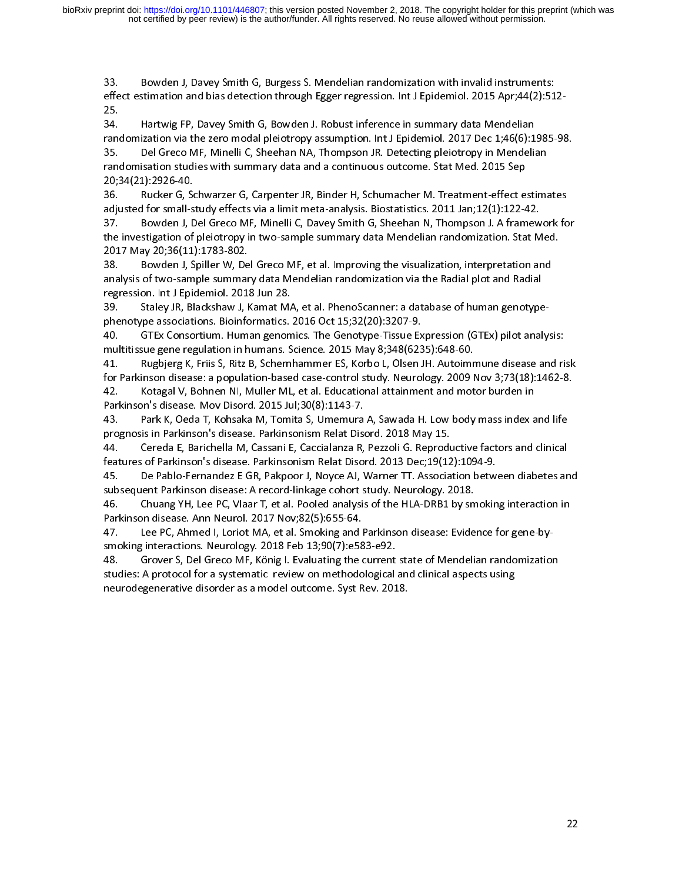33. Bowden J, Davey Smith G, Burgess S. Mendelian randomization with invalid instruments: effect estimation and bias detection through Egger regression. Int J Epidemiol. 2015 Apr;44(2):512-25.

34. Hartwig FP, Davey Smith G, Bowden J. Robust inference in summary data Mendelian randomization via the zero modal pleiotropy assumption. Int J Epidemiol. 2017 Dec 1;46(6):1985-98.

35. Del Greco MF, Minelli C, Sheehan NA, Thompson JR. Detecting pleiotropy in Mendelian randomisation studies with summary data and a continuous outcome. Stat Med. 2015 Sep 20;34(21):2926-40.

36. Rucker G, Schwarzer G, Carpenter JR, Binder H, Schumacher M. Treatment-effect estimates adjusted for small-study effects via a limit meta-analysis. Biostatistics. 2011 Jan;12(1):122-42.

37. Bowden J, Del Greco MF, Minelli C, Davey Smith G, Sheehan N, Thompson J. A framework for the investigation of pleiotropy in two-sample summary data Mendelian randomization. Stat Med. 2017 May 20;36(11):1783-802.

38. Bowden J, Spiller W, Del Greco MF, et al. Improving the visualization, interpretation and analysis of two-sample summary data Mendelian randomization via the Radial plot and Radial regression. Int J Epidemiol. 2018 Jun 28.

39. Staley JR, Blackshaw J, Kamat MA, et al. PhenoScanner: a database of human genotype-phenotype associations. Bioinformatics. 2016 Oct 15;32(20):3207-9.

40. GTEx Consortium. Human genomics. The Genotype-Tissue Expression (GTEx) pilot analysis: multitissue gene regulation in humans. Science. 2015 May 8;348(6235):648-60.

41. Rugbjerg K, Friis S, Ritz B, Schernhammer ES, Korbo L, Olsen JH. Autoimmune disease and risk for Parkinson disease: a population-based case-control study. Neurology. 2009 Nov 3;73(18):1462-8.

42. Kotagal V, Bohnen NI, Muller ML, et al. Educational attainment and motor burden in Parkinson's disease. Mov Disord. 2015 Jul;30(8):1143-7.

43. Park K, Oeda T, Kohsaka M, Tomita S, Umemura A, Sawada H. Low body mass index and life prognosis in Parkinson's disease. Parkinsonism Relat Disord. 2018 May 15.

44. Cereda E, Barichella M, Cassani E, Caccialanza R, Pezzoli G. Reproductive factors and clinical features of Parkinson's disease. Parkinsonism Relat Disord. 2013 Dec;19(12):1094-9.

45. De Pablo-Fernandez E GR, Pakpoor J, Noyce AJ, Warner TT. Association between diabetes and subsequent Parkinson disease: A record-linkage cohort study. Neurology. 2018.

46. Chuang YH, Lee PC, Vlaar T, et al. Pooled analysis of the HLA-DRB1 by smoking interaction in Parkinson disease. Ann Neurol. 2017 Nov;82(5):655-64.

47. Lee PC, Ahmed I, Loriot MA, et al. Smoking and Parkinson disease: Evidence for gene-by-smoking interactions. Neurology. 2018 Feb 13;90(7):e583-e92.

48. Grover S, Del Greco MF, König I. Evaluating the current state of Mendelian randomization studies: A protocol for a systematic review on methodological and clinical aspects using neurodegenerative disorder as a model outcome. Syst Rev. 2018.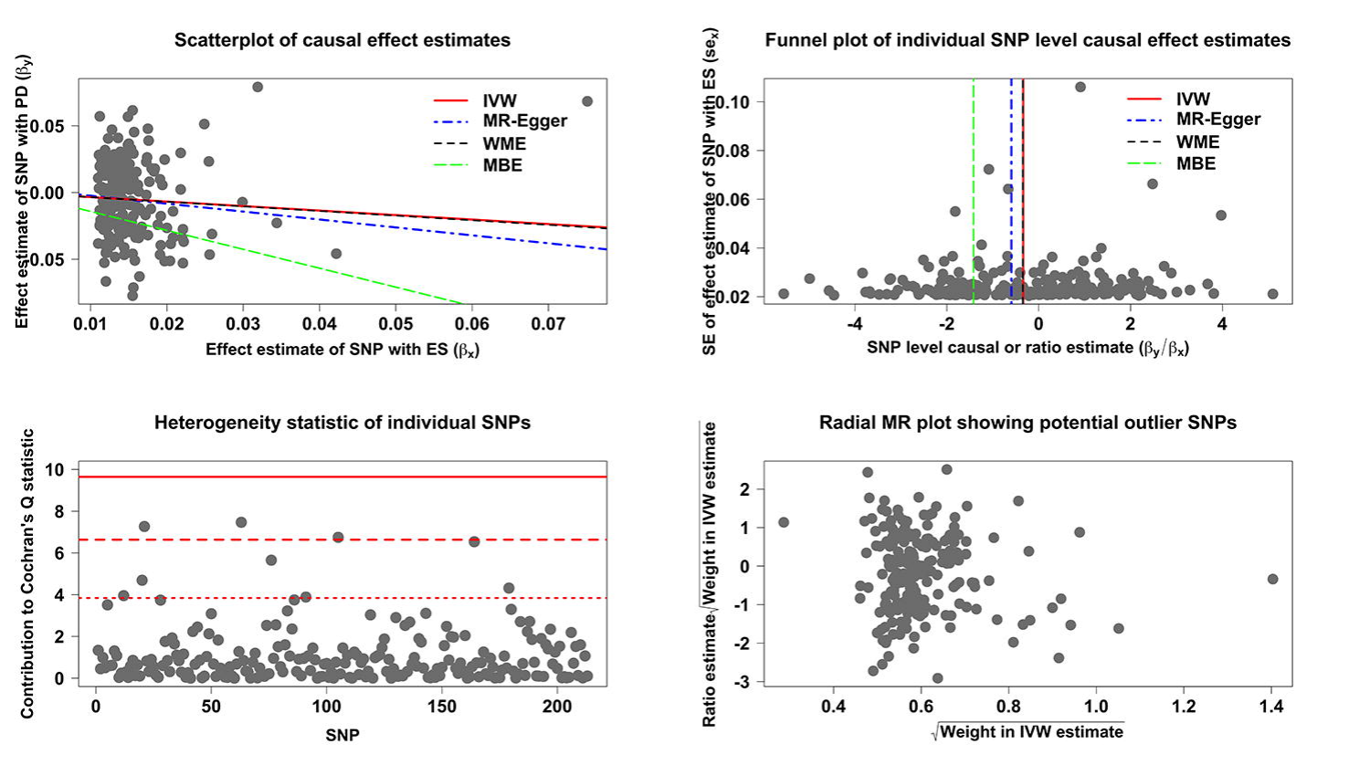Scatterplot of causal effect estimates

Effect estimate of SNP with PD ($\beta_y$)

Effect estimate of SNP with ES ($\beta_x$)

IVW

MR-Egger

WME

MBE

Funnel plot of individual SNP level causal effect estimates

SE of effect estimate of SNP with ES ($se_x$)

SNP level causal or ratio estimate ($\beta_y/\beta_x$)

IVW

MR-Egger

WME

MBE

Heterogeneity statistic of individual SNPs

Contribution to Cochran's Q statistic

SNP

Radial MR plot showing potential outlier SNPs

Ratio estimate $\sqrt{\text{Weight in IVW estimate}}$

$\sqrt{\text{Weight in IVW estimate}}$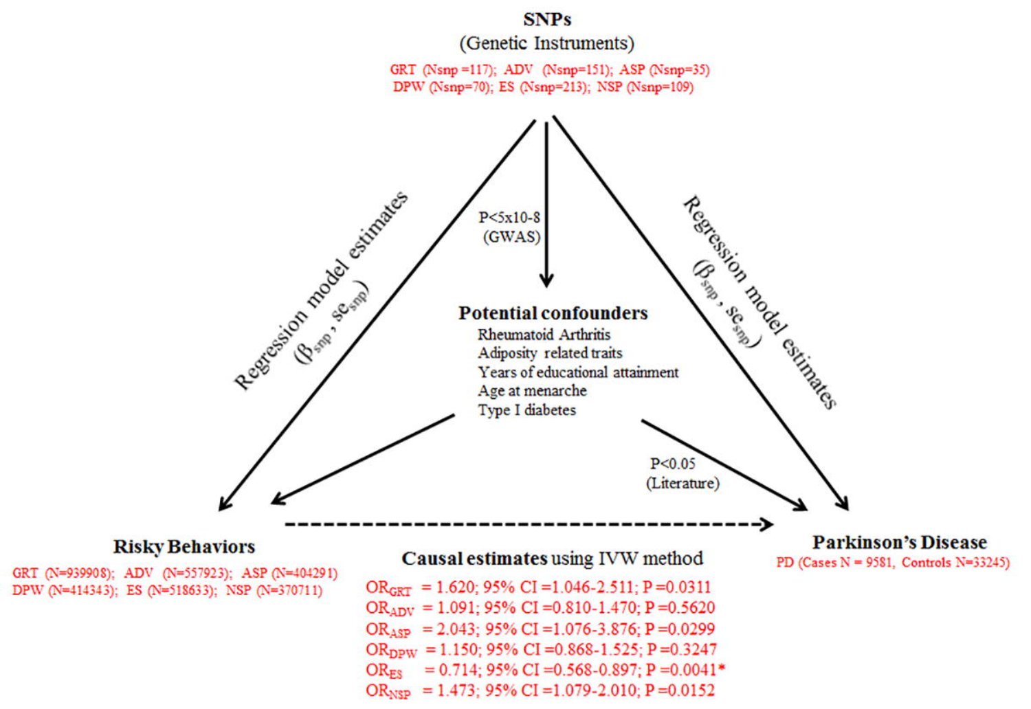**SNPs**
(Genetic Instruments)

GRT (Nsnp =117); ADV (Nsnp=151); ASP (Nsnp=35)
DPW (Nsnp=70); ES (Nsnp=213); NSP (Nsnp=109)

Regression model estimates ($\beta_{snp}$, $se_{snp}$)

$P<5x10-8$ (GWAS)

Regression model estimates ($\beta_{snp}$, $se_{snp}$)

**Potential confounders**

Rheumatoid Arthritis
Adiposity related traits
Years of educational attainment
Age at menarche
Type I diabetes

$P<0.05$ (Literature)

**Risky Behaviors**

GRT (N=939908); ADV (N=557923); ASP (N=404291)
DPW (N=414343); ES (N=518633); NSP (N=370711)

**Parkinson's Disease**

PD (Cases N = 9581, Controls N=33245)

**Causal estimates** using IVW method

$OR_{GRT}$ = 1.620; 95% CI =1.046-2.511; P =0.0311
$OR_{ADV}$ = 1.091; 95% CI =0.810-1.470; P =0.5620
$OR_{ASP}$ = 2.043; 95% CI =1.076-3.876; P =0.0299
$OR_{DPW}$ = 1.150; 95% CI =0.868-1.525; P =0.3247
$OR_{ES}$ = 0.714; 95% CI =0.568-0.897; P =0.0041*
$OR_{NSP}$ = 1.473; 95% CI =1.079-2.010; P =0.0152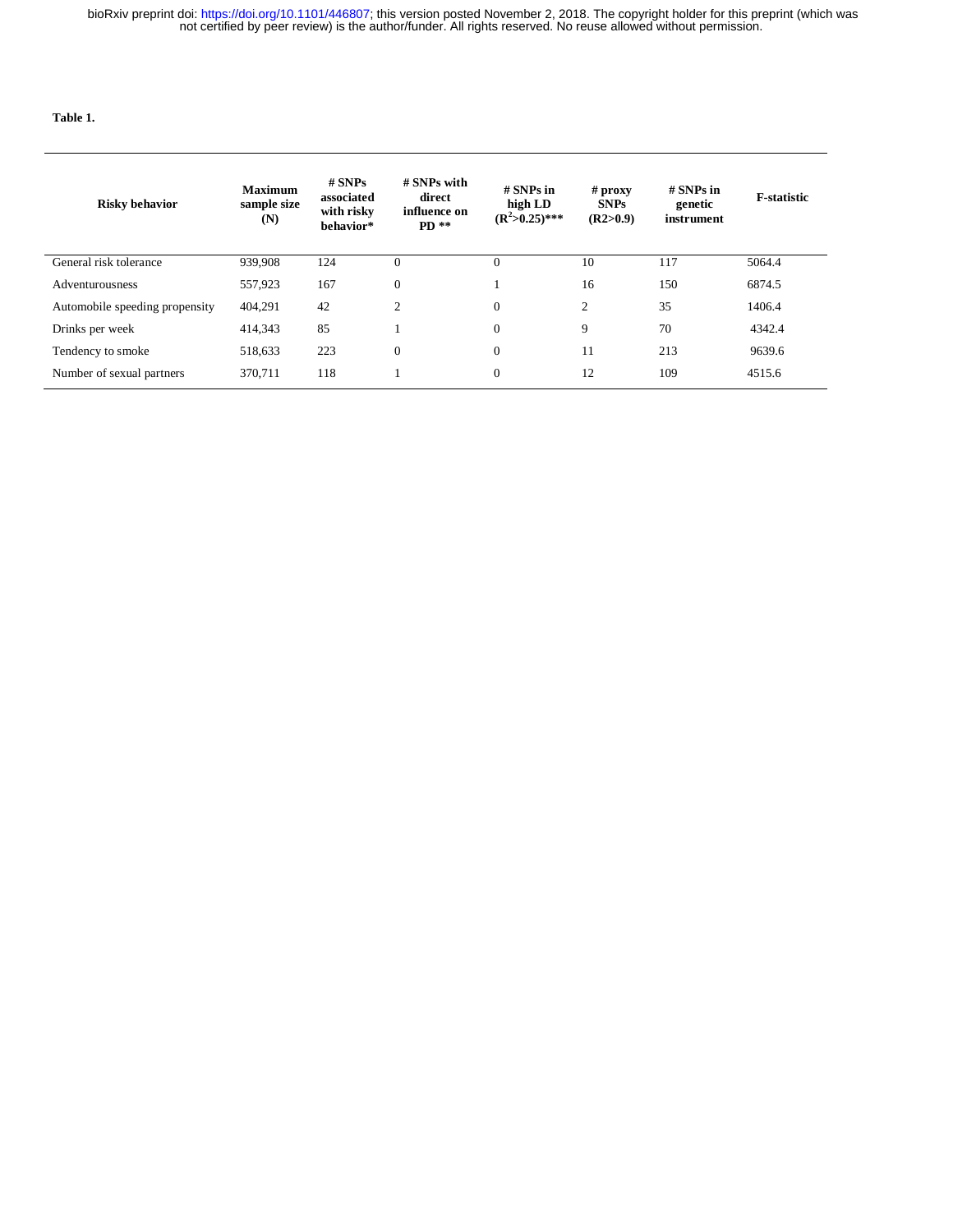**Table 1.**

| Risky behavior | Maximum sample size (N) | # SNPs associated with risky behavior* | # SNPs with direct influence on PD ** | # SNPs in high LD ($R^2$>0.25)*** | # proxy SNPs (R2>0.9) | # SNPs in genetic instrument | F-statistic |
|---|---|---|---|---|---|---|---|
| General risk tolerance | 939,908 | 124 | 0 | 0 | 10 | 117 | 5064.4 |
| Adventurousness | 557,923 | 167 | 0 | 1 | 16 | 150 | 6874.5 |
| Automobile speeding propensity | 404,291 | 42 | 2 | 0 | 2 | 35 | 1406.4 |
| Drinks per week | 414,343 | 85 | 1 | 0 | 9 | 70 | 4342.4 |
| Tendency to smoke | 518,633 | 223 | 0 | 0 | 11 | 213 | 9639.6 |
| Number of sexual partners | 370,711 | 118 | 1 | 0 | 12 | 109 | 4515.6 |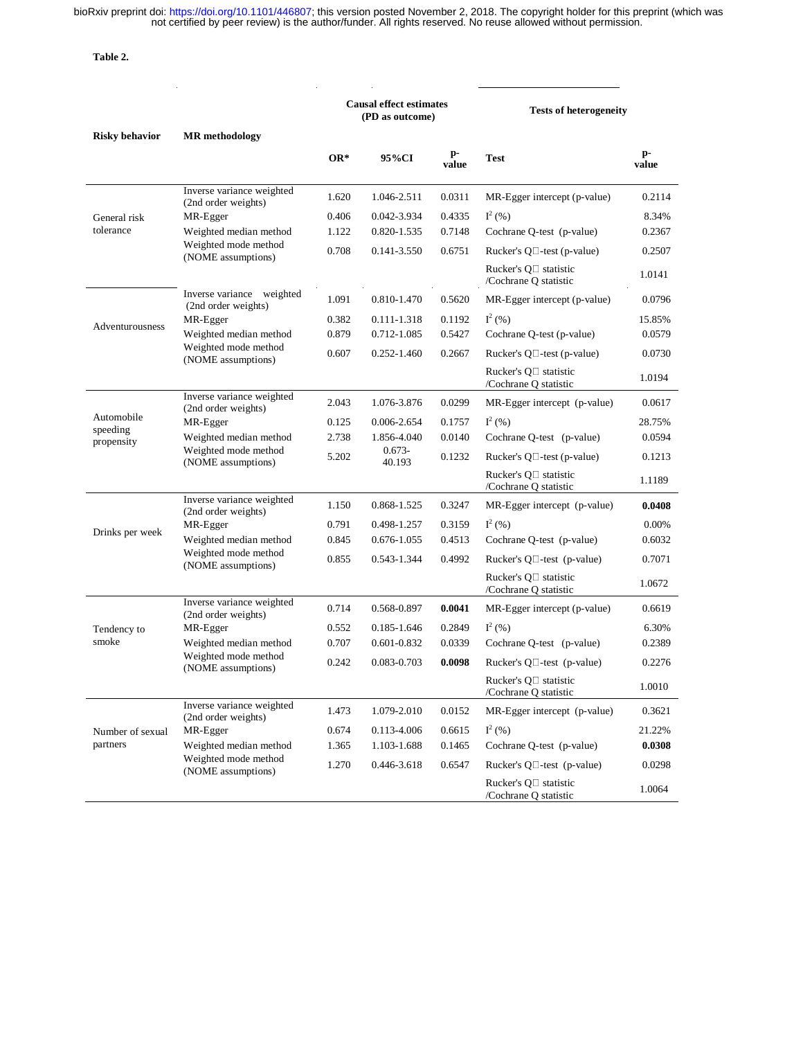**Table 2.**

| Risky behavior | MR methodology | Causal effect estimates (PD as outcome) | | | Tests of heterogeneity | |
|---|---|---|---|---|---|---|
| | | OR* | 95%CI | p-value | Test | p-value |
| General risk tolerance | Inverse variance weighted (2nd order weights) | 1.620 | 1.046-2.511 | 0.0311 | MR-Egger intercept (p-value) | 0.2114 |
| | MR-Egger | 0.406 | 0.042-3.934 | 0.4335 | $I^2$ (%) | 8.34% |
| | Weighted median method | 1.122 | 0.820-1.535 | 0.7148 | Cochrane Q-test (p-value) | 0.2367 |
| | Weighted mode method (NOME assumptions) | 0.708 | 0.141-3.550 | 0.6751 | Rucker's Q□-test (p-value) | 0.2507 |
| | | | | | Rucker's Q□ statistic /Cochrane Q statistic | 1.0141 |
| Adventurousness | Inverse variance weighted (2nd order weights) | 1.091 | 0.810-1.470 | 0.5620 | MR-Egger intercept (p-value) | 0.0796 |
| | MR-Egger | 0.382 | 0.111-1.318 | 0.1192 | $I^2$ (%) | 15.85% |
| | Weighted median method | 0.879 | 0.712-1.085 | 0.5427 | Cochrane Q-test (p-value) | 0.0579 |
| | Weighted mode method (NOME assumptions) | 0.607 | 0.252-1.460 | 0.2667 | Rucker's Q□-test (p-value) | 0.0730 |
| | | | | | Rucker's Q□ statistic /Cochrane Q statistic | 1.0194 |
| Automobile speeding propensity | Inverse variance weighted (2nd order weights) | 2.043 | 1.076-3.876 | 0.0299 | MR-Egger intercept (p-value) | 0.0617 |
| | MR-Egger | 0.125 | 0.006-2.654 | 0.1757 | $I^2$ (%) | 28.75% |
| | Weighted median method | 2.738 | 1.856-4.040 | 0.0140 | Cochrane Q-test (p-value) | 0.0594 |
| | Weighted mode method (NOME assumptions) | 5.202 | 0.673-40.193 | 0.1232 | Rucker's Q□-test (p-value) | 0.1213 |
| | | | | | Rucker's Q□ statistic /Cochrane Q statistic | 1.1189 |
| Drinks per week | Inverse variance weighted (2nd order weights) | 1.150 | 0.868-1.525 | 0.3247 | MR-Egger intercept (p-value) | **0.0408** |
| | MR-Egger | 0.791 | 0.498-1.257 | 0.3159 | $I^2$ (%) | 0.00% |
| | Weighted median method | 0.845 | 0.676-1.055 | 0.4513 | Cochrane Q-test (p-value) | 0.6032 |
| | Weighted mode method (NOME assumptions) | 0.855 | 0.543-1.344 | 0.4992 | Rucker's Q□-test (p-value) | 0.7071 |
| | | | | | Rucker's Q□ statistic /Cochrane Q statistic | 1.0672 |
| Tendency to smoke | Inverse variance weighted (2nd order weights) | 0.714 | 0.568-0.897 | **0.0041** | MR-Egger intercept (p-value) | 0.6619 |
| | MR-Egger | 0.552 | 0.185-1.646 | 0.2849 | $I^2$ (%) | 6.30% |
| | Weighted median method | 0.707 | 0.601-0.832 | 0.0339 | Cochrane Q-test (p-value) | 0.2389 |
| | Weighted mode method (NOME assumptions) | 0.242 | 0.083-0.703 | **0.0098** | Rucker's Q□-test (p-value) | 0.2276 |
| | | | | | Rucker's Q□ statistic /Cochrane Q statistic | 1.0010 |
| Number of sexual partners | Inverse variance weighted (2nd order weights) | 1.473 | 1.079-2.010 | 0.0152 | MR-Egger intercept (p-value) | 0.3621 |
| | MR-Egger | 0.674 | 0.113-4.006 | 0.6615 | $I^2$ (%) | 21.22% |
| | Weighted median method | 1.365 | 1.103-1.688 | 0.1465 | Cochrane Q-test (p-value) | **0.0308** |
| | Weighted mode method (NOME assumptions) | 1.270 | 0.446-3.618 | 0.6547 | Rucker's Q□-test (p-value) | 0.0298 |
| | | | | | Rucker's Q□ statistic /Cochrane Q statistic | 1.0064 |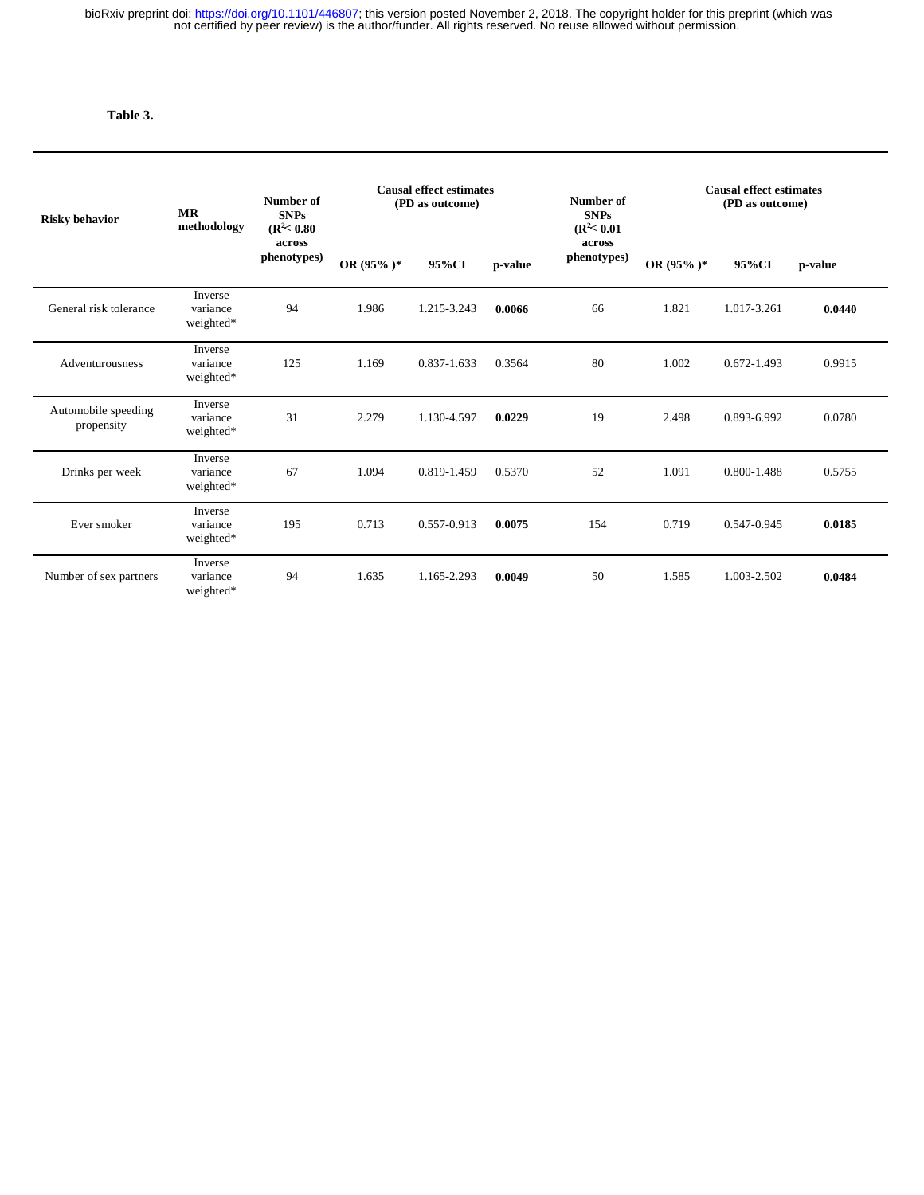**Table 3.**

| Risky behavior | MR methodology | Number of SNPs ($R^2 \leq 0.80$ across phenotypes) | Causal effect estimates (PD as outcome) | | | Number of SNPs ($R^2 \leq 0.01$ across phenotypes) | Causal effect estimates (PD as outcome) | | |
|---|---|---|---|---|---|---|---|---|---|
| | | | OR (95% )* | 95%CI | p-value | | OR (95% )* | 95%CI | p-value |
| General risk tolerance | Inverse variance weighted* | 94 | 1.986 | 1.215-3.243 | **0.0066** | 66 | 1.821 | 1.017-3.261 | **0.0440** |
| Adventurousness | Inverse variance weighted* | 125 | 1.169 | 0.837-1.633 | 0.3564 | 80 | 1.002 | 0.672-1.493 | 0.9915 |
| Automobile speeding propensity | Inverse variance weighted* | 31 | 2.279 | 1.130-4.597 | **0.0229** | 19 | 2.498 | 0.893-6.992 | 0.0780 |
| Drinks per week | Inverse variance weighted* | 67 | 1.094 | 0.819-1.459 | 0.5370 | 52 | 1.091 | 0.800-1.488 | 0.5755 |
| Ever smoker | Inverse variance weighted* | 195 | 0.713 | 0.557-0.913 | **0.0075** | 154 | 0.719 | 0.547-0.945 | **0.0185** |
| Number of sex partners | Inverse variance weighted* | 94 | 1.635 | 1.165-2.293 | **0.0049** | 50 | 1.585 | 1.003-2.502 | **0.0484** |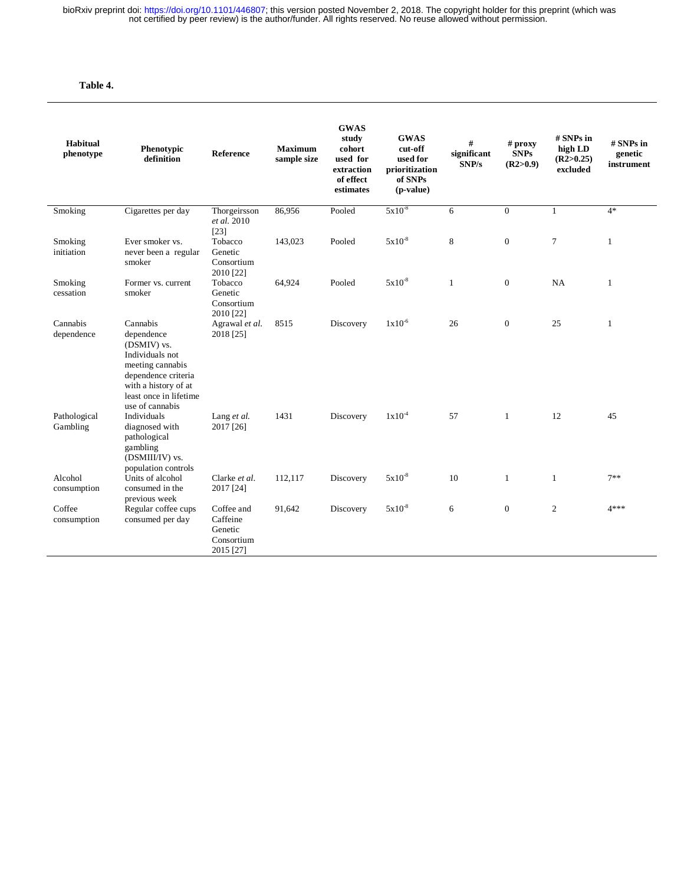**Table 4.**

| Habitual phenotype | Phenotypic definition | Reference | Maximum sample size | GWAS study cohort used for extraction of effect estimates | GWAS cut-off used for prioritization of SNPs (p-value) | # significant SNP/s | # proxy SNPs (R2>0.9) | # SNPs in high LD (R2>0.25) excluded | # SNPs in genetic instrument |
|---|---|---|---|---|---|---|---|---|---|
| Smoking | Cigarettes per day | Thorgeirsson *et al.* 2010 [23] | 86,956 | Pooled | $5x10^{-8}$ | 6 | 0 | 1 | 4* |
| Smoking initiation | Ever smoker vs. never been a regular smoker | Tobacco Genetic Consortium 2010 [22] | 143,023 | Pooled | $5x10^{-8}$ | 8 | 0 | 7 | 1 |
| Smoking cessation | Former vs. current smoker | Tobacco Genetic Consortium 2010 [22] | 64,924 | Pooled | $5x10^{-8}$ | 1 | 0 | NA | 1 |
| Cannabis dependence | Cannabis dependence (DSMIV) vs. Individuals not meeting cannabis dependence criteria with a history of at least once in lifetime use of cannabis | Agrawal *et al.* 2018 [25] | 8515 | Discovery | $1x10^{-6}$ | 26 | 0 | 25 | 1 |
| Pathological Gambling | Individuals diagnosed with pathological gambling (DSMIII/IV) vs. population controls | Lang *et al.* 2017 [26] | 1431 | Discovery | $1x10^{-4}$ | 57 | 1 | 12 | 45 |
| Alcohol consumption | Units of alcohol consumed in the previous week | Clarke *et al.* 2017 [24] | 112,117 | Discovery | $5x10^{-8}$ | 10 | 1 | 1 | 7** |
| Coffee consumption | Regular coffee cups consumed per day | Coffee and Caffeine Genetic Consortium 2015 [27] | 91,642 | Discovery | $5x10^{-8}$ | 6 | 0 | 2 | 4*** |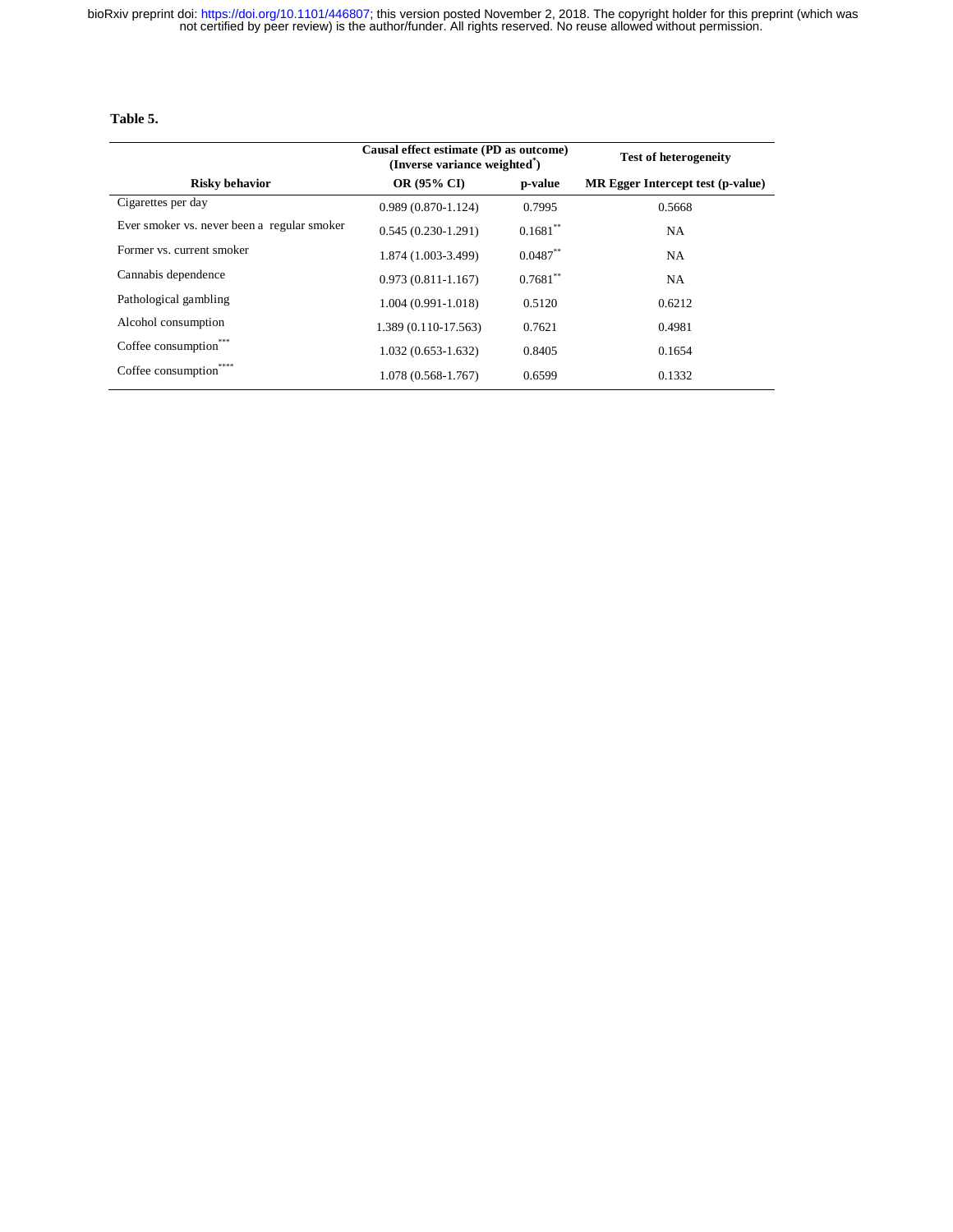**Table 5.**

| | Causal effect estimate (PD as outcome) (Inverse variance weighted*) | | Test of heterogeneity |
|---|---|---|---|
| Risky behavior | OR (95% CI) | p-value | MR Egger Intercept test (p-value) |
| Cigarettes per day | 0.989 (0.870-1.124) | 0.7995 | 0.5668 |
| Ever smoker vs. never been a regular smoker | 0.545 (0.230-1.291) | 0.1681** | NA |
| Former vs. current smoker | 1.874 (1.003-3.499) | 0.0487** | NA |
| Cannabis dependence | 0.973 (0.811-1.167) | 0.7681** | NA |
| Pathological gambling | 1.004 (0.991-1.018) | 0.5120 | 0.6212 |
| Alcohol consumption | 1.389 (0.110-17.563) | 0.7621 | 0.4981 |
| Coffee consumption*** | 1.032 (0.653-1.632) | 0.8405 | 0.1654 |
| Coffee consumption**** | 1.078 (0.568-1.767) | 0.6599 | 0.1332 |